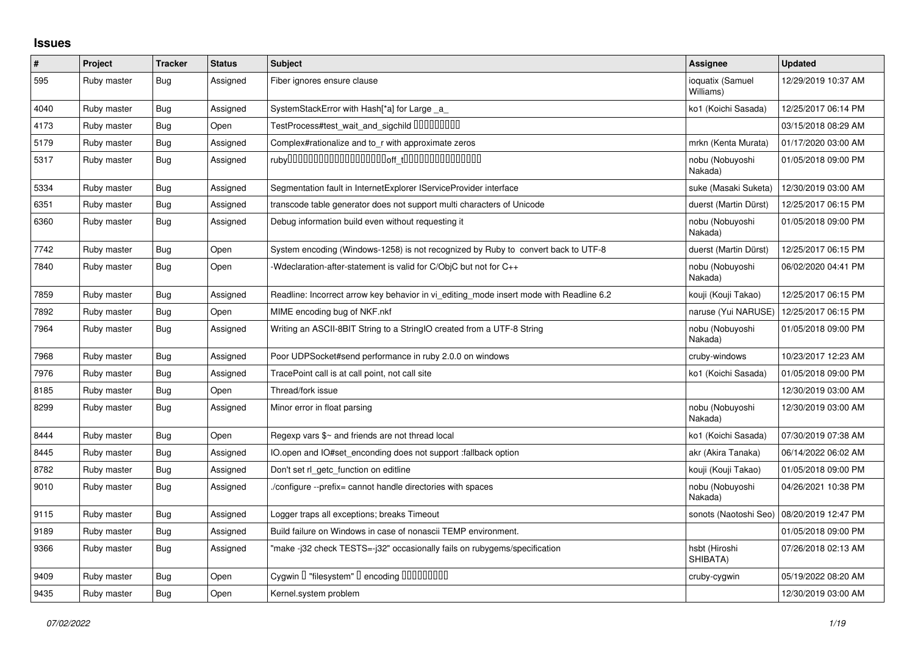# Issues

| # | Project | Tracker | Status | Subject | Assignee | Updated |
|---|---|---|---|---|---|---|
| 595 | Ruby master | Bug | Assigned | Fiber ignores ensure clause | ioquatix (Samuel Williams) | 12/29/2019 10:37 AM |
| 4040 | Ruby master | Bug | Assigned | SystemStackError with Hash[*a] for Large _a_ | ko1 (Koichi Sasada) | 12/25/2017 06:14 PM |
| 4173 | Ruby master | Bug | Open | TestProcess#test_wait_and_sigchild ���������� | | 03/15/2018 08:29 AM |
| 5179 | Ruby master | Bug | Assigned | Complex#rationalize and to_r with approximate zeros | mrkn (Kenta Murata) | 01/17/2020 03:00 AM |
| 5317 | Ruby master | Bug | Assigned | ruby��������������������off_t��������������� | nobu (Nobuyoshi Nakada) | 01/05/2018 09:00 PM |
| 5334 | Ruby master | Bug | Assigned | Segmentation fault in InternetExplorer IServiceProvider interface | suke (Masaki Suketa) | 12/30/2019 03:00 AM |
| 6351 | Ruby master | Bug | Assigned | transcode table generator does not support multi characters of Unicode | duerst (Martin Dürst) | 12/25/2017 06:15 PM |
| 6360 | Ruby master | Bug | Assigned | Debug information build even without requesting it | nobu (Nobuyoshi Nakada) | 01/05/2018 09:00 PM |
| 7742 | Ruby master | Bug | Open | System encoding (Windows-1258) is not recognized by Ruby to convert back to UTF-8 | duerst (Martin Dürst) | 12/25/2017 06:15 PM |
| 7840 | Ruby master | Bug | Open | -Wdeclaration-after-statement is valid for C/ObjC but not for C++ | nobu (Nobuyoshi Nakada) | 06/02/2020 04:41 PM |
| 7859 | Ruby master | Bug | Assigned | Readline: Incorrect arrow key behavior in vi_editing_mode insert mode with Readline 6.2 | kouji (Kouji Takao) | 12/25/2017 06:15 PM |
| 7892 | Ruby master | Bug | Open | MIME encoding bug of NKF.nkf | naruse (Yui NARUSE) | 12/25/2017 06:15 PM |
| 7964 | Ruby master | Bug | Assigned | Writing an ASCII-8BIT String to a StringIO created from a UTF-8 String | nobu (Nobuyoshi Nakada) | 01/05/2018 09:00 PM |
| 7968 | Ruby master | Bug | Assigned | Poor UDPSocket#send performance in ruby 2.0.0 on windows | cruby-windows | 10/23/2017 12:23 AM |
| 7976 | Ruby master | Bug | Assigned | TracePoint call is at call point, not call site | ko1 (Koichi Sasada) | 01/05/2018 09:00 PM |
| 8185 | Ruby master | Bug | Open | Thread/fork issue | | 12/30/2019 03:00 AM |
| 8299 | Ruby master | Bug | Assigned | Minor error in float parsing | nobu (Nobuyoshi Nakada) | 12/30/2019 03:00 AM |
| 8444 | Ruby master | Bug | Open | Regexp vars $~ and friends are not thread local | ko1 (Koichi Sasada) | 07/30/2019 07:38 AM |
| 8445 | Ruby master | Bug | Assigned | IO.open and IO#set_enconding does not support :fallback option | akr (Akira Tanaka) | 06/14/2022 06:02 AM |
| 8782 | Ruby master | Bug | Assigned | Don't set rl_getc_function on editline | kouji (Kouji Takao) | 01/05/2018 09:00 PM |
| 9010 | Ruby master | Bug | Assigned | ./configure --prefix= cannot handle directories with spaces | nobu (Nobuyoshi Nakada) | 04/26/2021 10:38 PM |
| 9115 | Ruby master | Bug | Assigned | Logger traps all exceptions; breaks Timeout | sonots (Naotoshi Seo) | 08/20/2019 12:47 PM |
| 9189 | Ruby master | Bug | Assigned | Build failure on Windows in case of nonascii TEMP environment. | | 01/05/2018 09:00 PM |
| 9366 | Ruby master | Bug | Assigned | "make -j32 check TESTS=-j32" occasionally fails on rubygems/specification | hsbt (Hiroshi SHIBATA) | 07/26/2018 02:13 AM |
| 9409 | Ruby master | Bug | Open | Cygwin � "filesystem" � encoding ��������� | cruby-cygwin | 05/19/2022 08:20 AM |
| 9435 | Ruby master | Bug | Open | Kernel.system problem | | 12/30/2019 03:00 AM |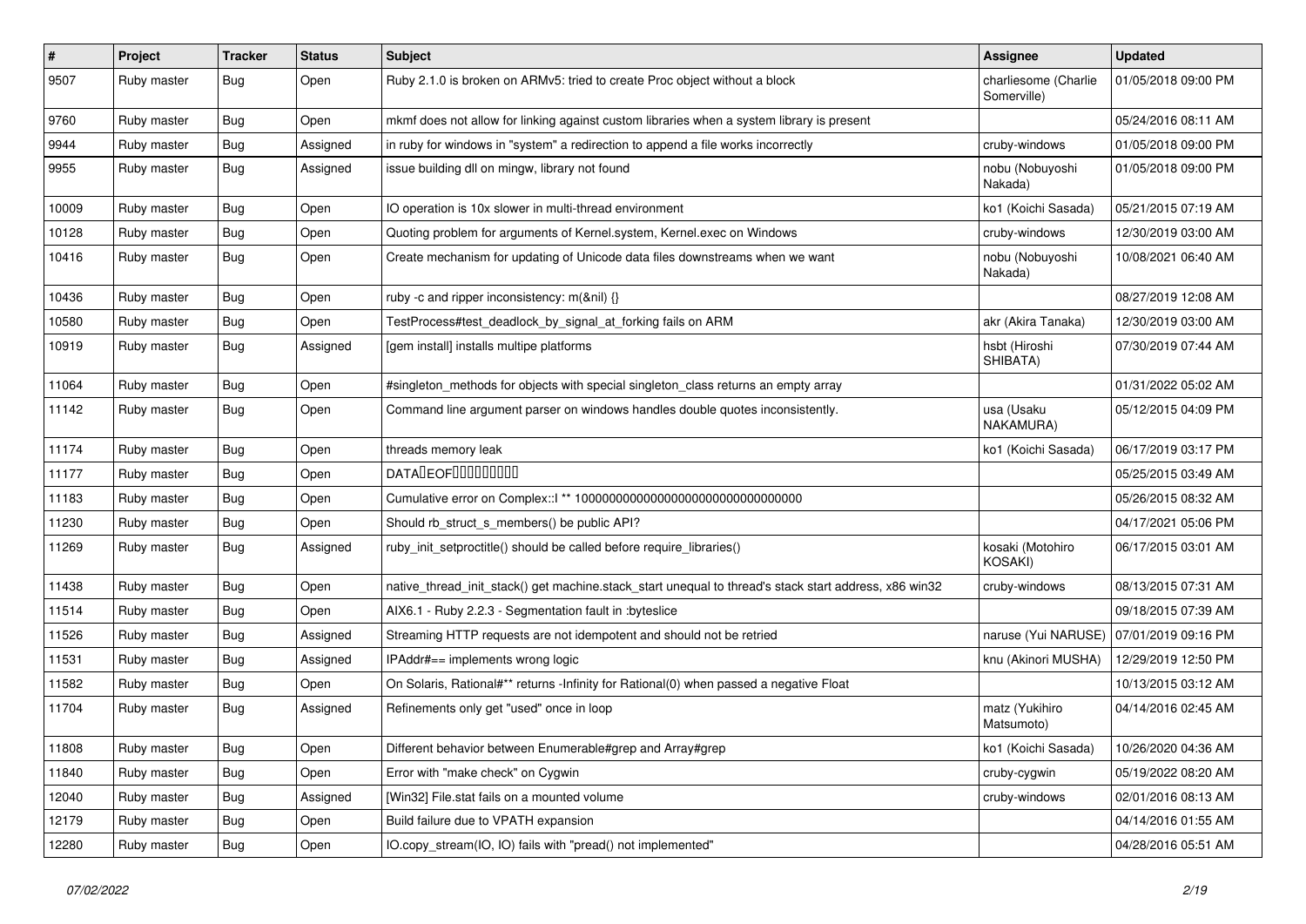| # | Project | Tracker | Status | Subject | Assignee | Updated |
|---|---|---|---|---|---|---|
| 9507 | Ruby master | Bug | Open | Ruby 2.1.0 is broken on ARMv5: tried to create Proc object without a block | charliesome (Charlie Somerville) | 01/05/2018 09:00 PM |
| 9760 | Ruby master | Bug | Open | mkmf does not allow for linking against custom libraries when a system library is present | | 05/24/2016 08:11 AM |
| 9944 | Ruby master | Bug | Assigned | in ruby for windows in "system" a redirection to append a file works incorrectly | cruby-windows | 01/05/2018 09:00 PM |
| 9955 | Ruby master | Bug | Assigned | issue building dll on mingw, library not found | nobu (Nobuyoshi Nakada) | 01/05/2018 09:00 PM |
| 10009 | Ruby master | Bug | Open | IO operation is 10x slower in multi-thread environment | ko1 (Koichi Sasada) | 05/21/2015 07:19 AM |
| 10128 | Ruby master | Bug | Open | Quoting problem for arguments of Kernel.system, Kernel.exec on Windows | cruby-windows | 12/30/2019 03:00 AM |
| 10416 | Ruby master | Bug | Open | Create mechanism for updating of Unicode data files downstreams when we want | nobu (Nobuyoshi Nakada) | 10/08/2021 06:40 AM |
| 10436 | Ruby master | Bug | Open | ruby -c and ripper inconsistency: m(&nil) {} | | 08/27/2019 12:08 AM |
| 10580 | Ruby master | Bug | Open | TestProcess#test_deadlock_by_signal_at_forking fails on ARM | akr (Akira Tanaka) | 12/30/2019 03:00 AM |
| 10919 | Ruby master | Bug | Assigned | [gem install] installs multipe platforms | hsbt (Hiroshi SHIBATA) | 07/30/2019 07:44 AM |
| 11064 | Ruby master | Bug | Open | #singleton_methods for objects with special singleton_class returns an empty array | | 01/31/2022 05:02 AM |
| 11142 | Ruby master | Bug | Open | Command line argument parser on windows handles double quotes inconsistently. | usa (Usaku NAKAMURA) | 05/12/2015 04:09 PM |
| 11174 | Ruby master | Bug | Open | threads memory leak | ko1 (Koichi Sasada) | 06/17/2019 03:17 PM |
| 11177 | Ruby master | Bug | Open | DATA�EOF��������� | | 05/25/2015 03:49 AM |
| 11183 | Ruby master | Bug | Open | Cumulative error on Complex::I ** 100000000000000000000000000000000 | | 05/26/2015 08:32 AM |
| 11230 | Ruby master | Bug | Open | Should rb_struct_s_members() be public API? | | 04/17/2021 05:06 PM |
| 11269 | Ruby master | Bug | Assigned | ruby_init_setproctitle() should be called before require_libraries() | kosaki (Motohiro KOSAKI) | 06/17/2015 03:01 AM |
| 11438 | Ruby master | Bug | Open | native_thread_init_stack() get machine.stack_start unequal to thread's stack start address, x86 win32 | cruby-windows | 08/13/2015 07:31 AM |
| 11514 | Ruby master | Bug | Open | AIX6.1 - Ruby 2.2.3 - Segmentation fault in :byteslice | | 09/18/2015 07:39 AM |
| 11526 | Ruby master | Bug | Assigned | Streaming HTTP requests are not idempotent and should not be retried | naruse (Yui NARUSE) | 07/01/2019 09:16 PM |
| 11531 | Ruby master | Bug | Assigned | IPAddr#== implements wrong logic | knu (Akinori MUSHA) | 12/29/2019 12:50 PM |
| 11582 | Ruby master | Bug | Open | On Solaris, Rational#** returns -Infinity for Rational(0) when passed a negative Float | | 10/13/2015 03:12 AM |
| 11704 | Ruby master | Bug | Assigned | Refinements only get "used" once in loop | matz (Yukihiro Matsumoto) | 04/14/2016 02:45 AM |
| 11808 | Ruby master | Bug | Open | Different behavior between Enumerable#grep and Array#grep | ko1 (Koichi Sasada) | 10/26/2020 04:36 AM |
| 11840 | Ruby master | Bug | Open | Error with "make check" on Cygwin | cruby-cygwin | 05/19/2022 08:20 AM |
| 12040 | Ruby master | Bug | Assigned | [Win32] File.stat fails on a mounted volume | cruby-windows | 02/01/2016 08:13 AM |
| 12179 | Ruby master | Bug | Open | Build failure due to VPATH expansion | | 04/14/2016 01:55 AM |
| 12280 | Ruby master | Bug | Open | IO.copy_stream(IO, IO) fails with "pread() not implemented" | | 04/28/2016 05:51 AM |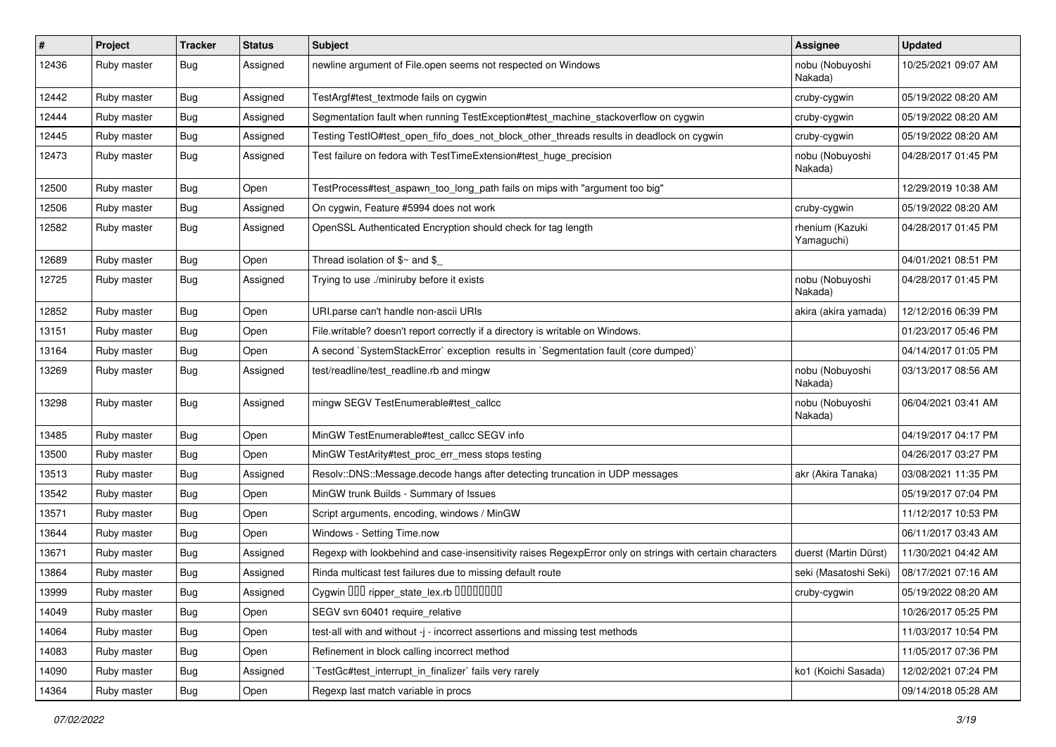| # | Project | Tracker | Status | Subject | Assignee | Updated |
|---|---|---|---|---|---|---|
| 12436 | Ruby master | Bug | Assigned | newline argument of File.open seems not respected on Windows | nobu (Nobuyoshi Nakada) | 10/25/2021 09:07 AM |
| 12442 | Ruby master | Bug | Assigned | TestArgf#test_textmode fails on cygwin | cruby-cygwin | 05/19/2022 08:20 AM |
| 12444 | Ruby master | Bug | Assigned | Segmentation fault when running TestException#test_machine_stackoverflow on cygwin | cruby-cygwin | 05/19/2022 08:20 AM |
| 12445 | Ruby master | Bug | Assigned | Testing TestIO#test_open_fifo_does_not_block_other_threads results in deadlock on cygwin | cruby-cygwin | 05/19/2022 08:20 AM |
| 12473 | Ruby master | Bug | Assigned | Test failure on fedora with TestTimeExtension#test_huge_precision | nobu (Nobuyoshi Nakada) | 04/28/2017 01:45 PM |
| 12500 | Ruby master | Bug | Open | TestProcess#test_aspawn_too_long_path fails on mips with "argument too big" | | 12/29/2019 10:38 AM |
| 12506 | Ruby master | Bug | Assigned | On cygwin, Feature #5994 does not work | cruby-cygwin | 05/19/2022 08:20 AM |
| 12582 | Ruby master | Bug | Assigned | OpenSSL Authenticated Encryption should check for tag length | rhenium (Kazuki Yamaguchi) | 04/28/2017 01:45 PM |
| 12689 | Ruby master | Bug | Open | Thread isolation of $~ and $_ | | 04/01/2021 08:51 PM |
| 12725 | Ruby master | Bug | Assigned | Trying to use ./miniruby before it exists | nobu (Nobuyoshi Nakada) | 04/28/2017 01:45 PM |
| 12852 | Ruby master | Bug | Open | URI.parse can't handle non-ascii URIs | akira (akira yamada) | 12/12/2016 06:39 PM |
| 13151 | Ruby master | Bug | Open | File.writable? doesn't report correctly if a directory is writable on Windows. | | 01/23/2017 05:46 PM |
| 13164 | Ruby master | Bug | Open | A second `SystemStackError` exception results in `Segmentation fault (core dumped)` | | 04/14/2017 01:05 PM |
| 13269 | Ruby master | Bug | Assigned | test/readline/test_readline.rb and mingw | nobu (Nobuyoshi Nakada) | 03/13/2017 08:56 AM |
| 13298 | Ruby master | Bug | Assigned | mingw SEGV TestEnumerable#test_callcc | nobu (Nobuyoshi Nakada) | 06/04/2021 03:41 AM |
| 13485 | Ruby master | Bug | Open | MinGW TestEnumerable#test_callcc SEGV info | | 04/19/2017 04:17 PM |
| 13500 | Ruby master | Bug | Open | MinGW TestArity#test_proc_err_mess stops testing | | 04/26/2017 03:27 PM |
| 13513 | Ruby master | Bug | Assigned | Resolv::DNS::Message.decode hangs after detecting truncation in UDP messages | akr (Akira Tanaka) | 03/08/2021 11:35 PM |
| 13542 | Ruby master | Bug | Open | MinGW trunk Builds - Summary of Issues | | 05/19/2017 07:04 PM |
| 13571 | Ruby master | Bug | Open | Script arguments, encoding, windows / MinGW | | 11/12/2017 10:53 PM |
| 13644 | Ruby master | Bug | Open | Windows - Setting Time.now | | 06/11/2017 03:43 AM |
| 13671 | Ruby master | Bug | Assigned | Regexp with lookbehind and case-insensitivity raises RegexpError only on strings with certain characters | duerst (Martin Dürst) | 11/30/2021 04:42 AM |
| 13864 | Ruby master | Bug | Assigned | Rinda multicast test failures due to missing default route | seki (Masatoshi Seki) | 08/17/2021 07:16 AM |
| 13999 | Ruby master | Bug | Assigned | Cygwin □□□ ripper_state_lex.rb □□□□□□□□ | cruby-cygwin | 05/19/2022 08:20 AM |
| 14049 | Ruby master | Bug | Open | SEGV svn 60401 require_relative | | 10/26/2017 05:25 PM |
| 14064 | Ruby master | Bug | Open | test-all with and without -j - incorrect assertions and missing test methods | | 11/03/2017 10:54 PM |
| 14083 | Ruby master | Bug | Open | Refinement in block calling incorrect method | | 11/05/2017 07:36 PM |
| 14090 | Ruby master | Bug | Assigned | `TestGc#test_interrupt_in_finalizer` fails very rarely | ko1 (Koichi Sasada) | 12/02/2021 07:24 PM |
| 14364 | Ruby master | Bug | Open | Regexp last match variable in procs | | 09/14/2018 05:28 AM |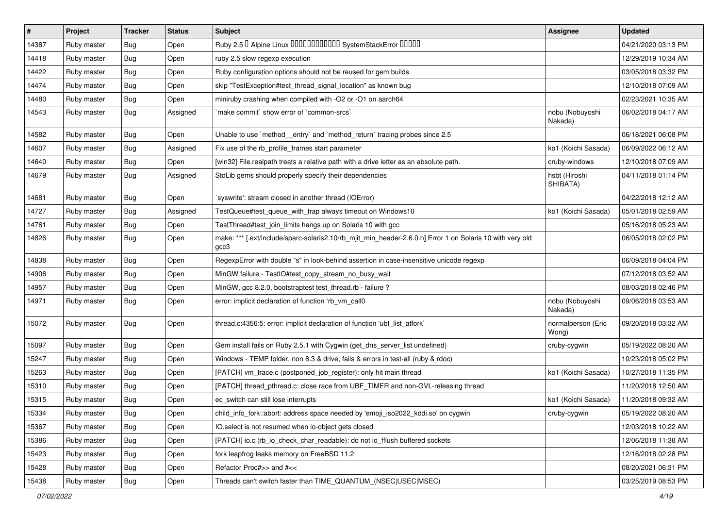| # | Project | Tracker | Status | Subject | Assignee | Updated |
|---|---|---|---|---|---|---|
| 14387 | Ruby master | Bug | Open | Ruby 2.5 � Alpine Linux ������������ SystemStackError ����� | | 04/21/2020 03:13 PM |
| 14418 | Ruby master | Bug | Open | ruby 2.5 slow regexp execution | | 12/29/2019 10:34 AM |
| 14422 | Ruby master | Bug | Open | Ruby configuration options should not be reused for gem builds | | 03/05/2018 03:32 PM |
| 14474 | Ruby master | Bug | Open | skip "TestException#test_thread_signal_location" as known bug | | 12/10/2018 07:09 AM |
| 14480 | Ruby master | Bug | Open | miniruby crashing when compiled with -O2 or -O1 on aarch64 | | 02/23/2021 10:35 AM |
| 14543 | Ruby master | Bug | Assigned | `make commit` show error of `common-srcs` | nobu (Nobuyoshi Nakada) | 06/02/2018 04:17 AM |
| 14582 | Ruby master | Bug | Open | Unable to use `method__entry` and `method_return` tracing probes since 2.5 | | 06/18/2021 06:08 PM |
| 14607 | Ruby master | Bug | Assigned | Fix use of the rb_profile_frames start parameter | ko1 (Koichi Sasada) | 06/09/2022 06:12 AM |
| 14640 | Ruby master | Bug | Open | [win32] File.realpath treats a relative path with a drive letter as an absolute path. | cruby-windows | 12/10/2018 07:09 AM |
| 14679 | Ruby master | Bug | Assigned | StdLib gems should properly specify their dependencies | hsbt (Hiroshi SHIBATA) | 04/11/2018 01:14 PM |
| 14681 | Ruby master | Bug | Open | `syswrite': stream closed in another thread (IOError) | | 04/22/2018 12:12 AM |
| 14727 | Ruby master | Bug | Assigned | TestQueue#test_queue_with_trap always timeout on Windows10 | ko1 (Koichi Sasada) | 05/01/2018 02:59 AM |
| 14761 | Ruby master | Bug | Open | TestThread#test_join_limits hangs up on Solaris 10 with gcc | | 05/16/2018 05:23 AM |
| 14826 | Ruby master | Bug | Open | make: *** [.ext/include/sparc-solaris2.10/rb_mjit_min_header-2.6.0.h] Error 1 on Solaris 10 with very old gcc3 | | 06/05/2018 02:02 PM |
| 14838 | Ruby master | Bug | Open | RegexpError with double "s" in look-behind assertion in case-insensitive unicode regexp | | 06/09/2018 04:04 PM |
| 14906 | Ruby master | Bug | Open | MinGW failure - TestIO#test_copy_stream_no_busy_wait | | 07/12/2018 03:52 AM |
| 14957 | Ruby master | Bug | Open | MinGW, gcc 8.2.0, bootstraptest test_thread.rb - failure ? | | 08/03/2018 02:46 PM |
| 14971 | Ruby master | Bug | Open | error: implicit declaration of function 'rb_vm_call0 | nobu (Nobuyoshi Nakada) | 09/06/2018 03:53 AM |
| 15072 | Ruby master | Bug | Open | thread.c:4356:5: error: implicit declaration of function 'ubf_list_atfork' | normalperson (Eric Wong) | 09/20/2018 03:32 AM |
| 15097 | Ruby master | Bug | Open | Gem install fails on Ruby 2.5.1 with Cygwin (get_dns_server_list undefined) | cruby-cygwin | 05/19/2022 08:20 AM |
| 15247 | Ruby master | Bug | Open | Windows - TEMP folder, non 8.3 & drive, fails & errors in test-all (ruby & rdoc) | | 10/23/2018 05:02 PM |
| 15263 | Ruby master | Bug | Open | [PATCH] vm_trace.c (postponed_job_register): only hit main thread | ko1 (Koichi Sasada) | 10/27/2018 11:35 PM |
| 15310 | Ruby master | Bug | Open | [PATCH] thread_pthread.c: close race from UBF_TIMER and non-GVL-releasing thread | | 11/20/2018 12:50 AM |
| 15315 | Ruby master | Bug | Open | ec_switch can still lose interrupts | ko1 (Koichi Sasada) | 11/20/2018 09:32 AM |
| 15334 | Ruby master | Bug | Open | child_info_fork::abort: address space needed by 'emoji_iso2022_kddi.so' on cygwin | cruby-cygwin | 05/19/2022 08:20 AM |
| 15367 | Ruby master | Bug | Open | IO.select is not resumed when io-object gets closed | | 12/03/2018 10:22 AM |
| 15386 | Ruby master | Bug | Open | [PATCH] io.c (rb_io_check_char_readable): do not io_fflush buffered sockets | | 12/06/2018 11:38 AM |
| 15423 | Ruby master | Bug | Open | fork leapfrog leaks memory on FreeBSD 11.2 | | 12/16/2018 02:28 PM |
| 15428 | Ruby master | Bug | Open | Refactor Proc#>> and #<< | | 08/20/2021 06:31 PM |
| 15438 | Ruby master | Bug | Open | Threads can't switch faster than TIME_QUANTUM_(NSEC\|USEC\|MSEC) | | 03/25/2019 08:53 PM |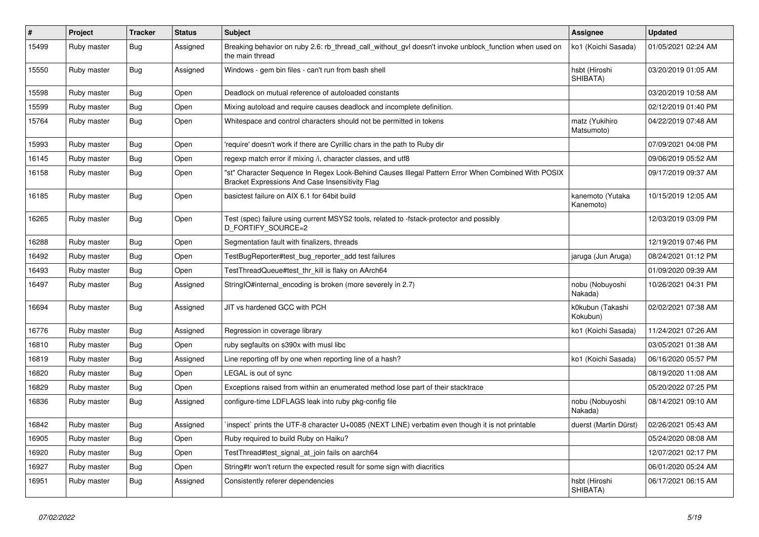| # | Project | Tracker | Status | Subject | Assignee | Updated |
|---|---|---|---|---|---|---|
| 15499 | Ruby master | Bug | Assigned | Breaking behavior on ruby 2.6: rb_thread_call_without_gvl doesn't invoke unblock_function when used on the main thread | ko1 (Koichi Sasada) | 01/05/2021 02:24 AM |
| 15550 | Ruby master | Bug | Assigned | Windows - gem bin files - can't run from bash shell | hsbt (Hiroshi SHIBATA) | 03/20/2019 01:05 AM |
| 15598 | Ruby master | Bug | Open | Deadlock on mutual reference of autoloaded constants | | 03/20/2019 10:58 AM |
| 15599 | Ruby master | Bug | Open | Mixing autoload and require causes deadlock and incomplete definition. | | 02/12/2019 01:40 PM |
| 15764 | Ruby master | Bug | Open | Whitespace and control characters should not be permitted in tokens | matz (Yukihiro Matsumoto) | 04/22/2019 07:48 AM |
| 15993 | Ruby master | Bug | Open | 'require' doesn't work if there are Cyrillic chars in the path to Ruby dir | | 07/09/2021 04:08 PM |
| 16145 | Ruby master | Bug | Open | regexp match error if mixing /i, character classes, and utf8 | | 09/06/2019 05:52 AM |
| 16158 | Ruby master | Bug | Open | "st" Character Sequence In Regex Look-Behind Causes Illegal Pattern Error When Combined With POSIX Bracket Expressions And Case Insensitivity Flag | | 09/17/2019 09:37 AM |
| 16185 | Ruby master | Bug | Open | basictest failure on AIX 6.1 for 64bit build | kanemoto (Yutaka Kanemoto) | 10/15/2019 12:05 AM |
| 16265 | Ruby master | Bug | Open | Test (spec) failure using current MSYS2 tools, related to -fstack-protector and possibly D_FORTIFY_SOURCE=2 | | 12/03/2019 03:09 PM |
| 16288 | Ruby master | Bug | Open | Segmentation fault with finalizers, threads | | 12/19/2019 07:46 PM |
| 16492 | Ruby master | Bug | Open | TestBugReporter#test_bug_reporter_add test failures | jaruga (Jun Aruga) | 08/24/2021 01:12 PM |
| 16493 | Ruby master | Bug | Open | TestThreadQueue#test_thr_kill is flaky on AArch64 | | 01/09/2020 09:39 AM |
| 16497 | Ruby master | Bug | Assigned | StringIO#internal_encoding is broken (more severely in 2.7) | nobu (Nobuyoshi Nakada) | 10/26/2021 04:31 PM |
| 16694 | Ruby master | Bug | Assigned | JIT vs hardened GCC with PCH | k0kubun (Takashi Kokubun) | 02/02/2021 07:38 AM |
| 16776 | Ruby master | Bug | Assigned | Regression in coverage library | ko1 (Koichi Sasada) | 11/24/2021 07:26 AM |
| 16810 | Ruby master | Bug | Open | ruby segfaults on s390x with musl libc | | 03/05/2021 01:38 AM |
| 16819 | Ruby master | Bug | Assigned | Line reporting off by one when reporting line of a hash? | ko1 (Koichi Sasada) | 06/16/2020 05:57 PM |
| 16820 | Ruby master | Bug | Open | LEGAL is out of sync | | 08/19/2020 11:08 AM |
| 16829 | Ruby master | Bug | Open | Exceptions raised from within an enumerated method lose part of their stacktrace | | 05/20/2022 07:25 PM |
| 16836 | Ruby master | Bug | Assigned | configure-time LDFLAGS leak into ruby pkg-config file | nobu (Nobuyoshi Nakada) | 08/14/2021 09:10 AM |
| 16842 | Ruby master | Bug | Assigned | `inspect` prints the UTF-8 character U+0085 (NEXT LINE) verbatim even though it is not printable | duerst (Martin Dürst) | 02/26/2021 05:43 AM |
| 16905 | Ruby master | Bug | Open | Ruby required to build Ruby on Haiku? | | 05/24/2020 08:08 AM |
| 16920 | Ruby master | Bug | Open | TestThread#test_signal_at_join fails on aarch64 | | 12/07/2021 02:17 PM |
| 16927 | Ruby master | Bug | Open | String#tr won't return the expected result for some sign with diacritics | | 06/01/2020 05:24 AM |
| 16951 | Ruby master | Bug | Assigned | Consistently referer dependencies | hsbt (Hiroshi SHIBATA) | 06/17/2021 06:15 AM |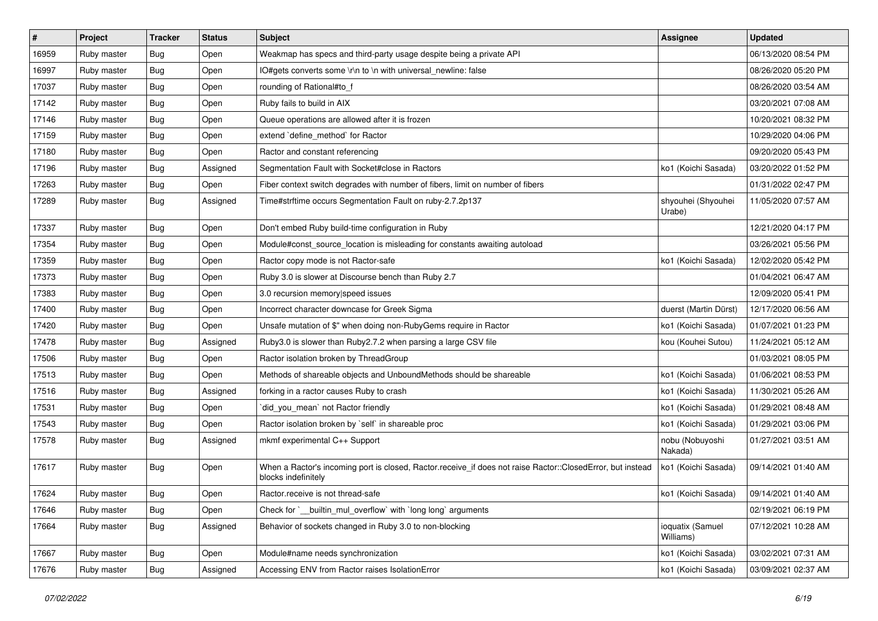| # | Project | Tracker | Status | Subject | Assignee | Updated |
| --- | --- | --- | --- | --- | --- | --- |
| 16959 | Ruby master | Bug | Open | Weakmap has specs and third-party usage despite being a private API | | 06/13/2020 08:54 PM |
| 16997 | Ruby master | Bug | Open | IO#gets converts some \r\n to \n with universal_newline: false | | 08/26/2020 05:20 PM |
| 17037 | Ruby master | Bug | Open | rounding of Rational#to_f | | 08/26/2020 03:54 AM |
| 17142 | Ruby master | Bug | Open | Ruby fails to build in AIX | | 03/20/2021 07:08 AM |
| 17146 | Ruby master | Bug | Open | Queue operations are allowed after it is frozen | | 10/20/2021 08:32 PM |
| 17159 | Ruby master | Bug | Open | extend `define_method` for Ractor | | 10/29/2020 04:06 PM |
| 17180 | Ruby master | Bug | Open | Ractor and constant referencing | | 09/20/2020 05:43 PM |
| 17196 | Ruby master | Bug | Assigned | Segmentation Fault with Socket#close in Ractors | ko1 (Koichi Sasada) | 03/20/2022 01:52 PM |
| 17263 | Ruby master | Bug | Open | Fiber context switch degrades with number of fibers, limit on number of fibers | | 01/31/2022 02:47 PM |
| 17289 | Ruby master | Bug | Assigned | Time#strftime occurs Segmentation Fault on ruby-2.7.2p137 | shyouhei (Shyouhei Urabe) | 11/05/2020 07:57 AM |
| 17337 | Ruby master | Bug | Open | Don't embed Ruby build-time configuration in Ruby | | 12/21/2020 04:17 PM |
| 17354 | Ruby master | Bug | Open | Module#const_source_location is misleading for constants awaiting autoload | | 03/26/2021 05:56 PM |
| 17359 | Ruby master | Bug | Open | Ractor copy mode is not Ractor-safe | ko1 (Koichi Sasada) | 12/02/2020 05:42 PM |
| 17373 | Ruby master | Bug | Open | Ruby 3.0 is slower at Discourse bench than Ruby 2.7 | | 01/04/2021 06:47 AM |
| 17383 | Ruby master | Bug | Open | 3.0 recursion memory\|speed issues | | 12/09/2020 05:41 PM |
| 17400 | Ruby master | Bug | Open | Incorrect character downcase for Greek Sigma | duerst (Martin Dürst) | 12/17/2020 06:56 AM |
| 17420 | Ruby master | Bug | Open | Unsafe mutation of $" when doing non-RubyGems require in Ractor | ko1 (Koichi Sasada) | 01/07/2021 01:23 PM |
| 17478 | Ruby master | Bug | Assigned | Ruby3.0 is slower than Ruby2.7.2 when parsing a large CSV file | kou (Kouhei Sutou) | 11/24/2021 05:12 AM |
| 17506 | Ruby master | Bug | Open | Ractor isolation broken by ThreadGroup | | 01/03/2021 08:05 PM |
| 17513 | Ruby master | Bug | Open | Methods of shareable objects and UnboundMethods should be shareable | ko1 (Koichi Sasada) | 01/06/2021 08:53 PM |
| 17516 | Ruby master | Bug | Assigned | forking in a ractor causes Ruby to crash | ko1 (Koichi Sasada) | 11/30/2021 05:26 AM |
| 17531 | Ruby master | Bug | Open | `did_you_mean` not Ractor friendly | ko1 (Koichi Sasada) | 01/29/2021 08:48 AM |
| 17543 | Ruby master | Bug | Open | Ractor isolation broken by `self` in shareable proc | ko1 (Koichi Sasada) | 01/29/2021 03:06 PM |
| 17578 | Ruby master | Bug | Assigned | mkmf experimental C++ Support | nobu (Nobuyoshi Nakada) | 01/27/2021 03:51 AM |
| 17617 | Ruby master | Bug | Open | When a Ractor's incoming port is closed, Ractor.receive_if does not raise Ractor::ClosedError, but instead blocks indefinitely | ko1 (Koichi Sasada) | 09/14/2021 01:40 AM |
| 17624 | Ruby master | Bug | Open | Ractor.receive is not thread-safe | ko1 (Koichi Sasada) | 09/14/2021 01:40 AM |
| 17646 | Ruby master | Bug | Open | Check for `__builtin_mul_overflow` with `long long` arguments | | 02/19/2021 06:19 PM |
| 17664 | Ruby master | Bug | Assigned | Behavior of sockets changed in Ruby 3.0 to non-blocking | ioquatix (Samuel Williams) | 07/12/2021 10:28 AM |
| 17667 | Ruby master | Bug | Open | Module#name needs synchronization | ko1 (Koichi Sasada) | 03/02/2021 07:31 AM |
| 17676 | Ruby master | Bug | Assigned | Accessing ENV from Ractor raises IsolationError | ko1 (Koichi Sasada) | 03/09/2021 02:37 AM |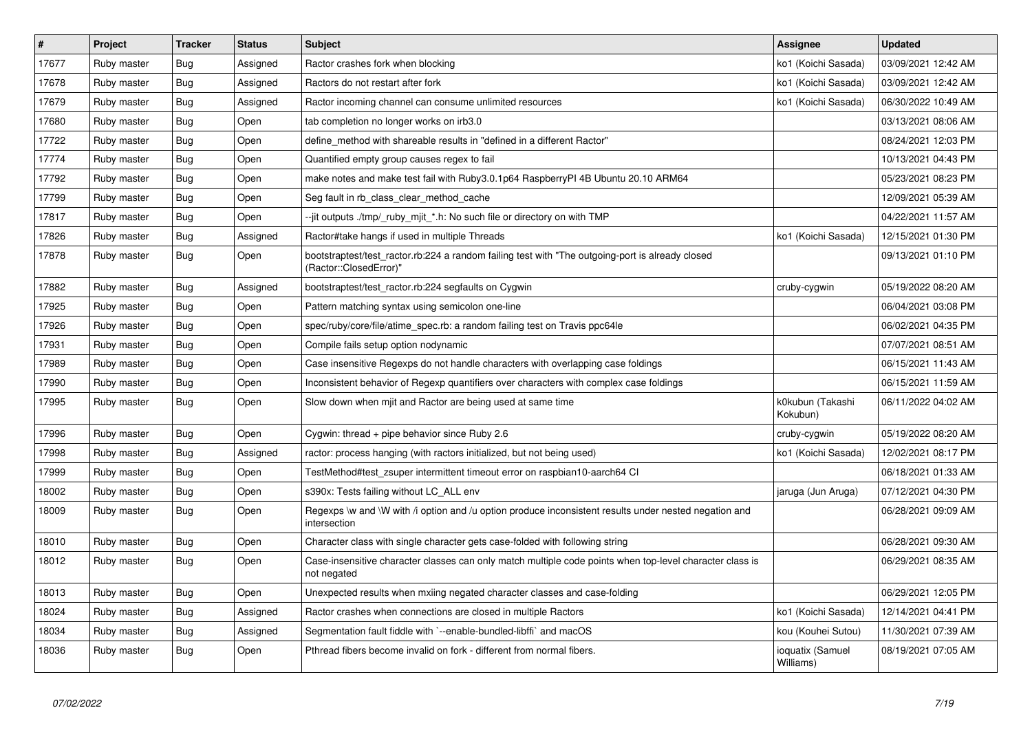| # | Project | Tracker | Status | Subject | Assignee | Updated |
|---|---|---|---|---|---|---|
| 17677 | Ruby master | Bug | Assigned | Ractor crashes fork when blocking | ko1 (Koichi Sasada) | 03/09/2021 12:42 AM |
| 17678 | Ruby master | Bug | Assigned | Ractors do not restart after fork | ko1 (Koichi Sasada) | 03/09/2021 12:42 AM |
| 17679 | Ruby master | Bug | Assigned | Ractor incoming channel can consume unlimited resources | ko1 (Koichi Sasada) | 06/30/2022 10:49 AM |
| 17680 | Ruby master | Bug | Open | tab completion no longer works on irb3.0 | | 03/13/2021 08:06 AM |
| 17722 | Ruby master | Bug | Open | define_method with shareable results in "defined in a different Ractor" | | 08/24/2021 12:03 PM |
| 17774 | Ruby master | Bug | Open | Quantified empty group causes regex to fail | | 10/13/2021 04:43 PM |
| 17792 | Ruby master | Bug | Open | make notes and make test fail with Ruby3.0.1p64 RaspberryPI 4B Ubuntu 20.10 ARM64 | | 05/23/2021 08:23 PM |
| 17799 | Ruby master | Bug | Open | Seg fault in rb_class_clear_method_cache | | 12/09/2021 05:39 AM |
| 17817 | Ruby master | Bug | Open | --jit outputs ./tmp/_ruby_mjit_*.h: No such file or directory on with TMP | | 04/22/2021 11:57 AM |
| 17826 | Ruby master | Bug | Assigned | Ractor#take hangs if used in multiple Threads | ko1 (Koichi Sasada) | 12/15/2021 01:30 PM |
| 17878 | Ruby master | Bug | Open | bootstraptest/test_ractor.rb:224 a random failing test with "The outgoing-port is already closed (Ractor::ClosedError)" | | 09/13/2021 01:10 PM |
| 17882 | Ruby master | Bug | Assigned | bootstraptest/test_ractor.rb:224 segfaults on Cygwin | cruby-cygwin | 05/19/2022 08:20 AM |
| 17925 | Ruby master | Bug | Open | Pattern matching syntax using semicolon one-line | | 06/04/2021 03:08 PM |
| 17926 | Ruby master | Bug | Open | spec/ruby/core/file/atime_spec.rb: a random failing test on Travis ppc64le | | 06/02/2021 04:35 PM |
| 17931 | Ruby master | Bug | Open | Compile fails setup option nodynamic | | 07/07/2021 08:51 AM |
| 17989 | Ruby master | Bug | Open | Case insensitive Regexps do not handle characters with overlapping case foldings | | 06/15/2021 11:43 AM |
| 17990 | Ruby master | Bug | Open | Inconsistent behavior of Regexp quantifiers over characters with complex case foldings | | 06/15/2021 11:59 AM |
| 17995 | Ruby master | Bug | Open | Slow down when mjit and Ractor are being used at same time | k0kubun (Takashi Kokubun) | 06/11/2022 04:02 AM |
| 17996 | Ruby master | Bug | Open | Cygwin: thread + pipe behavior since Ruby 2.6 | cruby-cygwin | 05/19/2022 08:20 AM |
| 17998 | Ruby master | Bug | Assigned | ractor: process hanging (with ractors initialized, but not being used) | ko1 (Koichi Sasada) | 12/02/2021 08:17 PM |
| 17999 | Ruby master | Bug | Open | TestMethod#test_zsuper intermittent timeout error on raspbian10-aarch64 CI | | 06/18/2021 01:33 AM |
| 18002 | Ruby master | Bug | Open | s390x: Tests failing without LC_ALL env | jaruga (Jun Aruga) | 07/12/2021 04:30 PM |
| 18009 | Ruby master | Bug | Open | Regexps \w and \W with /i option and /u option produce inconsistent results under nested negation and intersection | | 06/28/2021 09:09 AM |
| 18010 | Ruby master | Bug | Open | Character class with single character gets case-folded with following string | | 06/28/2021 09:30 AM |
| 18012 | Ruby master | Bug | Open | Case-insensitive character classes can only match multiple code points when top-level character class is not negated | | 06/29/2021 08:35 AM |
| 18013 | Ruby master | Bug | Open | Unexpected results when mxiing negated character classes and case-folding | | 06/29/2021 12:05 PM |
| 18024 | Ruby master | Bug | Assigned | Ractor crashes when connections are closed in multiple Ractors | ko1 (Koichi Sasada) | 12/14/2021 04:41 PM |
| 18034 | Ruby master | Bug | Assigned | Segmentation fault fiddle with `--enable-bundled-libffi` and macOS | kou (Kouhei Sutou) | 11/30/2021 07:39 AM |
| 18036 | Ruby master | Bug | Open | Pthread fibers become invalid on fork - different from normal fibers. | ioquatix (Samuel Williams) | 08/19/2021 07:05 AM |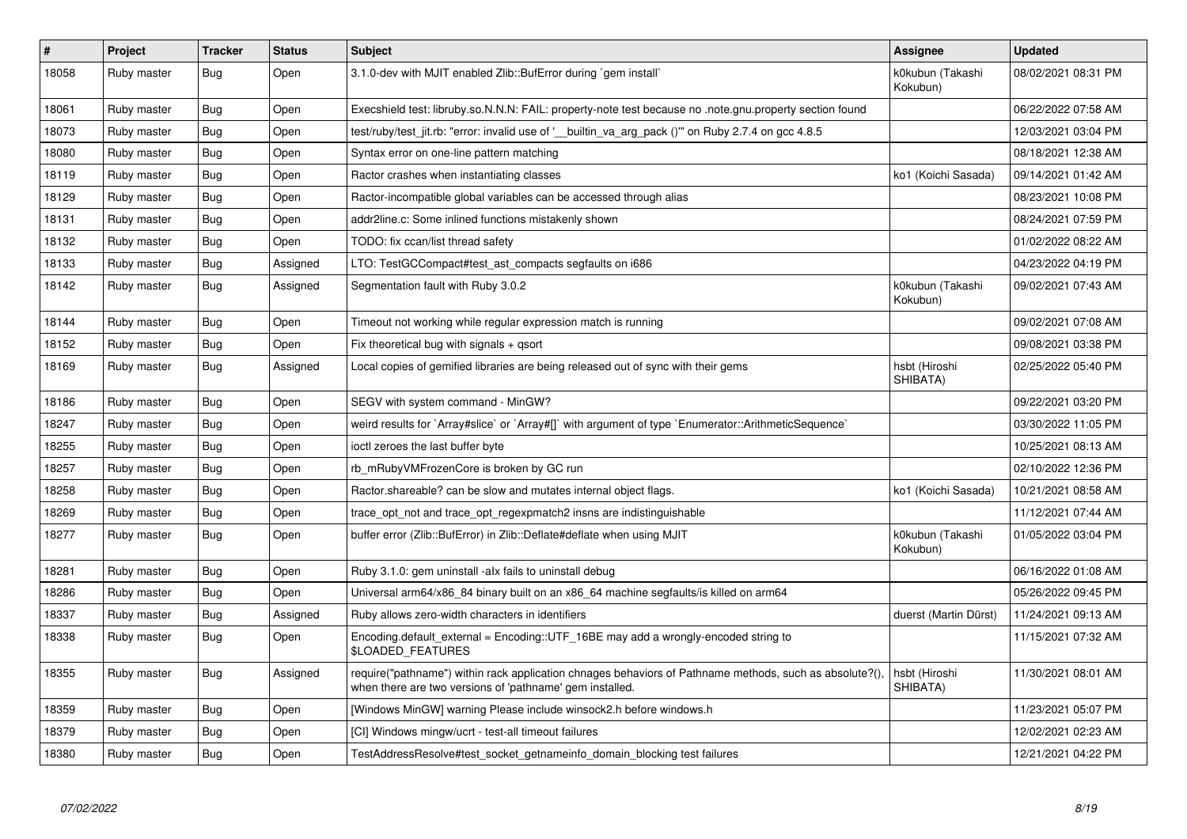| # | Project | Tracker | Status | Subject | Assignee | Updated |
|---|---|---|---|---|---|---|
| 18058 | Ruby master | Bug | Open | 3.1.0-dev with MJIT enabled Zlib::BufError during `gem install` | k0kubun (Takashi Kokubun) | 08/02/2021 08:31 PM |
| 18061 | Ruby master | Bug | Open | Execshield test: libruby.so.N.N.N: FAIL: property-note test because no .note.gnu.property section found | | 06/22/2022 07:58 AM |
| 18073 | Ruby master | Bug | Open | test/ruby/test_jit.rb: "error: invalid use of '__builtin_va_arg_pack ()'" on Ruby 2.7.4 on gcc 4.8.5 | | 12/03/2021 03:04 PM |
| 18080 | Ruby master | Bug | Open | Syntax error on one-line pattern matching | | 08/18/2021 12:38 AM |
| 18119 | Ruby master | Bug | Open | Ractor crashes when instantiating classes | ko1 (Koichi Sasada) | 09/14/2021 01:42 AM |
| 18129 | Ruby master | Bug | Open | Ractor-incompatible global variables can be accessed through alias | | 08/23/2021 10:08 PM |
| 18131 | Ruby master | Bug | Open | addr2line.c: Some inlined functions mistakenly shown | | 08/24/2021 07:59 PM |
| 18132 | Ruby master | Bug | Open | TODO: fix ccan/list thread safety | | 01/02/2022 08:22 AM |
| 18133 | Ruby master | Bug | Assigned | LTO: TestGCCompact#test_ast_compacts segfaults on i686 | | 04/23/2022 04:19 PM |
| 18142 | Ruby master | Bug | Assigned | Segmentation fault with Ruby 3.0.2 | k0kubun (Takashi Kokubun) | 09/02/2021 07:43 AM |
| 18144 | Ruby master | Bug | Open | Timeout not working while regular expression match is running | | 09/02/2021 07:08 AM |
| 18152 | Ruby master | Bug | Open | Fix theoretical bug with signals + qsort | | 09/08/2021 03:38 PM |
| 18169 | Ruby master | Bug | Assigned | Local copies of gemified libraries are being released out of sync with their gems | hsbt (Hiroshi SHIBATA) | 02/25/2022 05:40 PM |
| 18186 | Ruby master | Bug | Open | SEGV with system command - MinGW? | | 09/22/2021 03:20 PM |
| 18247 | Ruby master | Bug | Open | weird results for `Array#slice` or `Array#[]` with argument of type `Enumerator::ArithmeticSequence` | | 03/30/2022 11:05 PM |
| 18255 | Ruby master | Bug | Open | ioctl zeroes the last buffer byte | | 10/25/2021 08:13 AM |
| 18257 | Ruby master | Bug | Open | rb_mRubyVMFrozenCore is broken by GC run | | 02/10/2022 12:36 PM |
| 18258 | Ruby master | Bug | Open | Ractor.shareable? can be slow and mutates internal object flags. | ko1 (Koichi Sasada) | 10/21/2021 08:58 AM |
| 18269 | Ruby master | Bug | Open | trace_opt_not and trace_opt_regexpmatch2 insns are indistinguishable | | 11/12/2021 07:44 AM |
| 18277 | Ruby master | Bug | Open | buffer error (Zlib::BufError) in Zlib::Deflate#deflate when using MJIT | k0kubun (Takashi Kokubun) | 01/05/2022 03:04 PM |
| 18281 | Ruby master | Bug | Open | Ruby 3.1.0: gem uninstall -alx fails to uninstall debug | | 06/16/2022 01:08 AM |
| 18286 | Ruby master | Bug | Open | Universal arm64/x86_84 binary built on an x86_64 machine segfaults/is killed on arm64 | | 05/26/2022 09:45 PM |
| 18337 | Ruby master | Bug | Assigned | Ruby allows zero-width characters in identifiers | duerst (Martin Dürst) | 11/24/2021 09:13 AM |
| 18338 | Ruby master | Bug | Open | Encoding.default_external = Encoding::UTF_16BE may add a wrongly-encoded string to $LOADED_FEATURES | | 11/15/2021 07:32 AM |
| 18355 | Ruby master | Bug | Assigned | require("pathname") within rack application chnages behaviors of Pathname methods, such as absolute?(), when there are two versions of 'pathname' gem installed. | hsbt (Hiroshi SHIBATA) | 11/30/2021 08:01 AM |
| 18359 | Ruby master | Bug | Open | [Windows MinGW] warning Please include winsock2.h before windows.h | | 11/23/2021 05:07 PM |
| 18379 | Ruby master | Bug | Open | [CI] Windows mingw/ucrt - test-all timeout failures | | 12/02/2021 02:23 AM |
| 18380 | Ruby master | Bug | Open | TestAddressResolve#test_socket_getnameinfo_domain_blocking test failures | | 12/21/2021 04:22 PM |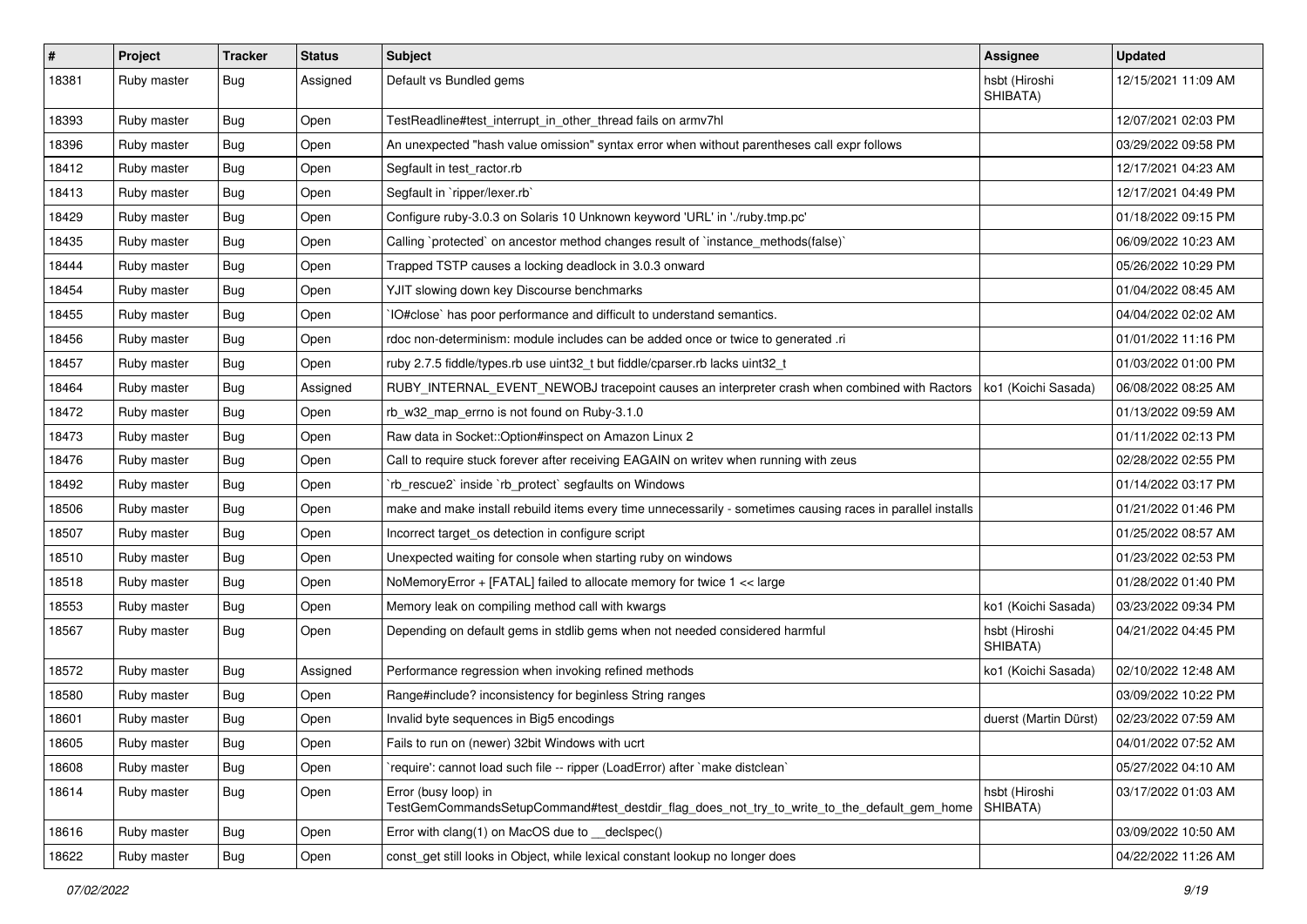| # | Project | Tracker | Status | Subject | Assignee | Updated |
|---|---|---|---|---|---|---|
| 18381 | Ruby master | Bug | Assigned | Default vs Bundled gems | hsbt (Hiroshi SHIBATA) | 12/15/2021 11:09 AM |
| 18393 | Ruby master | Bug | Open | TestReadline#test_interrupt_in_other_thread fails on armv7hl | | 12/07/2021 02:03 PM |
| 18396 | Ruby master | Bug | Open | An unexpected "hash value omission" syntax error when without parentheses call expr follows | | 03/29/2022 09:58 PM |
| 18412 | Ruby master | Bug | Open | Segfault in test_ractor.rb | | 12/17/2021 04:23 AM |
| 18413 | Ruby master | Bug | Open | Segfault in `ripper/lexer.rb` | | 12/17/2021 04:49 PM |
| 18429 | Ruby master | Bug | Open | Configure ruby-3.0.3 on Solaris 10 Unknown keyword 'URL' in './ruby.tmp.pc' | | 01/18/2022 09:15 PM |
| 18435 | Ruby master | Bug | Open | Calling `protected` on ancestor method changes result of `instance_methods(false)` | | 06/09/2022 10:23 AM |
| 18444 | Ruby master | Bug | Open | Trapped TSTP causes a locking deadlock in 3.0.3 onward | | 05/26/2022 10:29 PM |
| 18454 | Ruby master | Bug | Open | YJIT slowing down key Discourse benchmarks | | 01/04/2022 08:45 AM |
| 18455 | Ruby master | Bug | Open | `IO#close` has poor performance and difficult to understand semantics. | | 04/04/2022 02:02 AM |
| 18456 | Ruby master | Bug | Open | rdoc non-determinism: module includes can be added once or twice to generated .ri | | 01/01/2022 11:16 PM |
| 18457 | Ruby master | Bug | Open | ruby 2.7.5 fiddle/types.rb use uint32_t but fiddle/cparser.rb lacks uint32_t | | 01/03/2022 01:00 PM |
| 18464 | Ruby master | Bug | Assigned | RUBY_INTERNAL_EVENT_NEWOBJ tracepoint causes an interpreter crash when combined with Ractors | ko1 (Koichi Sasada) | 06/08/2022 08:25 AM |
| 18472 | Ruby master | Bug | Open | rb_w32_map_errno is not found on Ruby-3.1.0 | | 01/13/2022 09:59 AM |
| 18473 | Ruby master | Bug | Open | Raw data in Socket::Option#inspect on Amazon Linux 2 | | 01/11/2022 02:13 PM |
| 18476 | Ruby master | Bug | Open | Call to require stuck forever after receiving EAGAIN on writev when running with zeus | | 02/28/2022 02:55 PM |
| 18492 | Ruby master | Bug | Open | `rb_rescue2` inside `rb_protect` segfaults on Windows | | 01/14/2022 03:17 PM |
| 18506 | Ruby master | Bug | Open | make and make install rebuild items every time unnecessarily - sometimes causing races in parallel installs | | 01/21/2022 01:46 PM |
| 18507 | Ruby master | Bug | Open | Incorrect target_os detection in configure script | | 01/25/2022 08:57 AM |
| 18510 | Ruby master | Bug | Open | Unexpected waiting for console when starting ruby on windows | | 01/23/2022 02:53 PM |
| 18518 | Ruby master | Bug | Open | NoMemoryError + [FATAL] failed to allocate memory for twice 1 << large | | 01/28/2022 01:40 PM |
| 18553 | Ruby master | Bug | Open | Memory leak on compiling method call with kwargs | ko1 (Koichi Sasada) | 03/23/2022 09:34 PM |
| 18567 | Ruby master | Bug | Open | Depending on default gems in stdlib gems when not needed considered harmful | hsbt (Hiroshi SHIBATA) | 04/21/2022 04:45 PM |
| 18572 | Ruby master | Bug | Assigned | Performance regression when invoking refined methods | ko1 (Koichi Sasada) | 02/10/2022 12:48 AM |
| 18580 | Ruby master | Bug | Open | Range#include? inconsistency for beginless String ranges | | 03/09/2022 10:22 PM |
| 18601 | Ruby master | Bug | Open | Invalid byte sequences in Big5 encodings | duerst (Martin Dürst) | 02/23/2022 07:59 AM |
| 18605 | Ruby master | Bug | Open | Fails to run on (newer) 32bit Windows with ucrt | | 04/01/2022 07:52 AM |
| 18608 | Ruby master | Bug | Open | `require': cannot load such file -- ripper (LoadError) after `make distclean` | | 05/27/2022 04:10 AM |
| 18614 | Ruby master | Bug | Open | Error (busy loop) in TestGemCommandsSetupCommand#test_destdir_flag_does_not_try_to_write_to_the_default_gem_home | hsbt (Hiroshi SHIBATA) | 03/17/2022 01:03 AM |
| 18616 | Ruby master | Bug | Open | Error with clang(1) on MacOS due to __declspec() | | 03/09/2022 10:50 AM |
| 18622 | Ruby master | Bug | Open | const_get still looks in Object, while lexical constant lookup no longer does | | 04/22/2022 11:26 AM |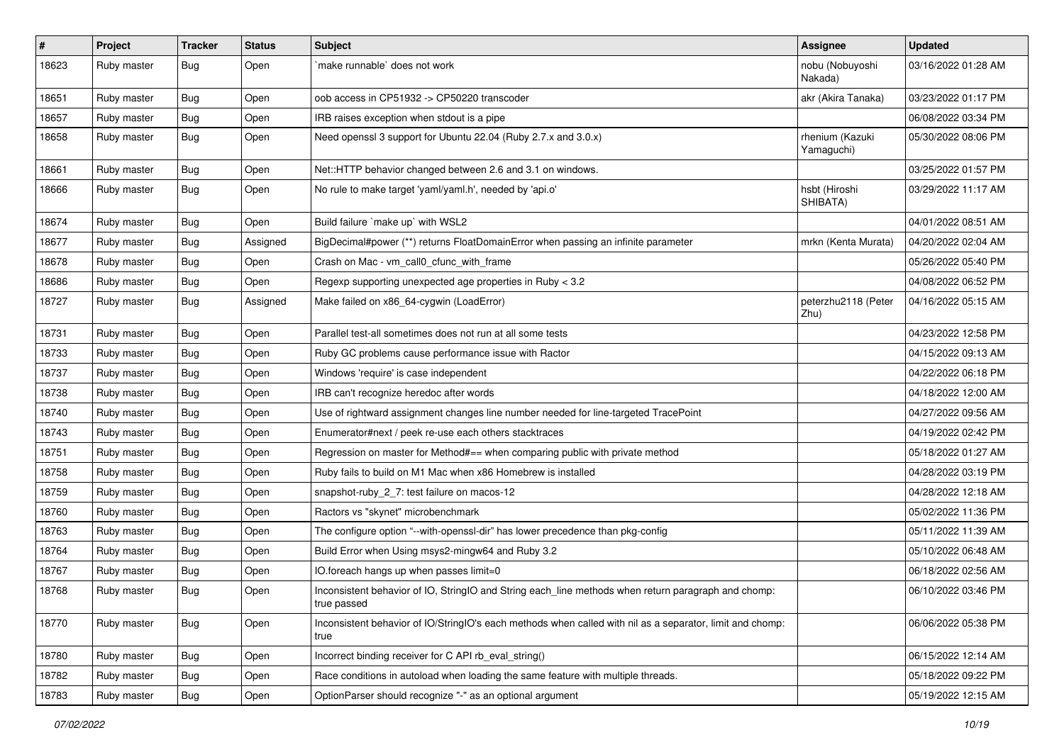| # | Project | Tracker | Status | Subject | Assignee | Updated |
|---|---|---|---|---|---|---|
| 18623 | Ruby master | Bug | Open | `make runnable` does not work | nobu (Nobuyoshi Nakada) | 03/16/2022 01:28 AM |
| 18651 | Ruby master | Bug | Open | oob access in CP51932 -> CP50220 transcoder | akr (Akira Tanaka) | 03/23/2022 01:17 PM |
| 18657 | Ruby master | Bug | Open | IRB raises exception when stdout is a pipe | | 06/08/2022 03:34 PM |
| 18658 | Ruby master | Bug | Open | Need openssl 3 support for Ubuntu 22.04 (Ruby 2.7.x and 3.0.x) | rhenium (Kazuki Yamaguchi) | 05/30/2022 08:06 PM |
| 18661 | Ruby master | Bug | Open | Net::HTTP behavior changed between 2.6 and 3.1 on windows. | | 03/25/2022 01:57 PM |
| 18666 | Ruby master | Bug | Open | No rule to make target 'yaml/yaml.h', needed by 'api.o' | hsbt (Hiroshi SHIBATA) | 03/29/2022 11:17 AM |
| 18674 | Ruby master | Bug | Open | Build failure `make up` with WSL2 | | 04/01/2022 08:51 AM |
| 18677 | Ruby master | Bug | Assigned | BigDecimal#power (**) returns FloatDomainError when passing an infinite parameter | mrkn (Kenta Murata) | 04/20/2022 02:04 AM |
| 18678 | Ruby master | Bug | Open | Crash on Mac - vm_call0_cfunc_with_frame | | 05/26/2022 05:40 PM |
| 18686 | Ruby master | Bug | Open | Regexp supporting unexpected age properties in Ruby < 3.2 | | 04/08/2022 06:52 PM |
| 18727 | Ruby master | Bug | Assigned | Make failed on x86_64-cygwin (LoadError) | peterzhu2118 (Peter Zhu) | 04/16/2022 05:15 AM |
| 18731 | Ruby master | Bug | Open | Parallel test-all sometimes does not run at all some tests | | 04/23/2022 12:58 PM |
| 18733 | Ruby master | Bug | Open | Ruby GC problems cause performance issue with Ractor | | 04/15/2022 09:13 AM |
| 18737 | Ruby master | Bug | Open | Windows 'require' is case independent | | 04/22/2022 06:18 PM |
| 18738 | Ruby master | Bug | Open | IRB can't recognize heredoc after words | | 04/18/2022 12:00 AM |
| 18740 | Ruby master | Bug | Open | Use of rightward assignment changes line number needed for line-targeted TracePoint | | 04/27/2022 09:56 AM |
| 18743 | Ruby master | Bug | Open | Enumerator#next / peek re-use each others stacktraces | | 04/19/2022 02:42 PM |
| 18751 | Ruby master | Bug | Open | Regression on master for Method#== when comparing public with private method | | 05/18/2022 01:27 AM |
| 18758 | Ruby master | Bug | Open | Ruby fails to build on M1 Mac when x86 Homebrew is installed | | 04/28/2022 03:19 PM |
| 18759 | Ruby master | Bug | Open | snapshot-ruby_2_7: test failure on macos-12 | | 04/28/2022 12:18 AM |
| 18760 | Ruby master | Bug | Open | Ractors vs "skynet" microbenchmark | | 05/02/2022 11:36 PM |
| 18763 | Ruby master | Bug | Open | The configure option "--with-openssl-dir" has lower precedence than pkg-config | | 05/11/2022 11:39 AM |
| 18764 | Ruby master | Bug | Open | Build Error when Using msys2-mingw64 and Ruby 3.2 | | 05/10/2022 06:48 AM |
| 18767 | Ruby master | Bug | Open | IO.foreach hangs up when passes limit=0 | | 06/18/2022 02:56 AM |
| 18768 | Ruby master | Bug | Open | Inconsistent behavior of IO, StringIO and String each_line methods when return paragraph and chomp: true passed | | 06/10/2022 03:46 PM |
| 18770 | Ruby master | Bug | Open | Inconsistent behavior of IO/StringIO's each methods when called with nil as a separator, limit and chomp: true | | 06/06/2022 05:38 PM |
| 18780 | Ruby master | Bug | Open | Incorrect binding receiver for C API rb_eval_string() | | 06/15/2022 12:14 AM |
| 18782 | Ruby master | Bug | Open | Race conditions in autoload when loading the same feature with multiple threads. | | 05/18/2022 09:22 PM |
| 18783 | Ruby master | Bug | Open | OptionParser should recognize "-" as an optional argument | | 05/19/2022 12:15 AM |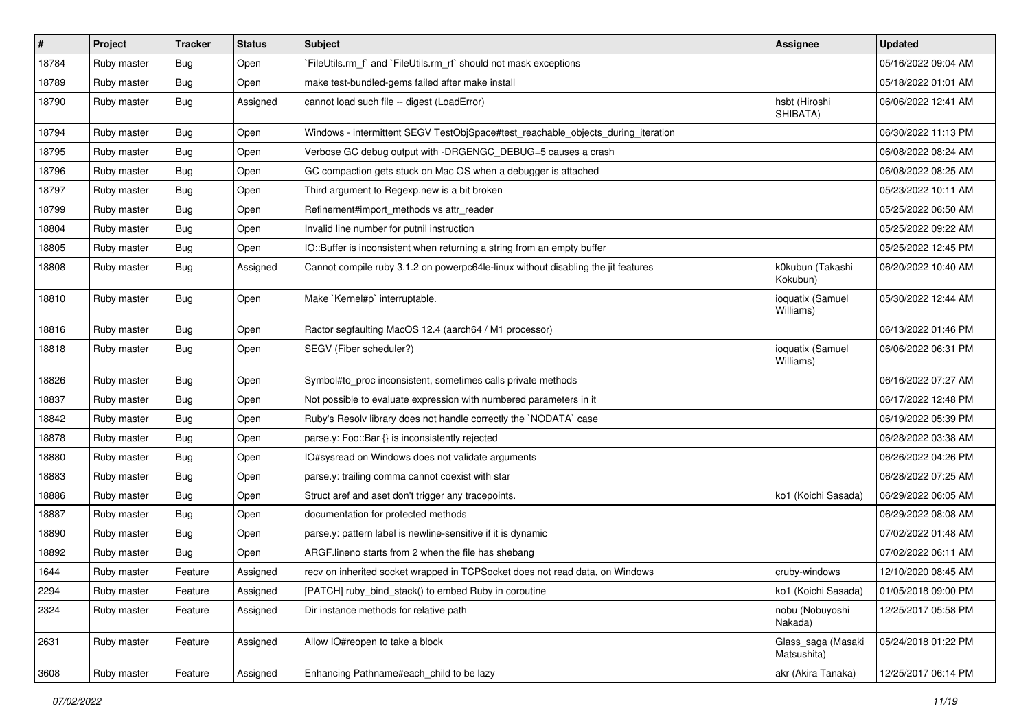| # | Project | Tracker | Status | Subject | Assignee | Updated |
|---|---|---|---|---|---|---|
| 18784 | Ruby master | Bug | Open | `FileUtils.rm_f` and `FileUtils.rm_rf` should not mask exceptions | | 05/16/2022 09:04 AM |
| 18789 | Ruby master | Bug | Open | make test-bundled-gems failed after make install | | 05/18/2022 01:01 AM |
| 18790 | Ruby master | Bug | Assigned | cannot load such file -- digest (LoadError) | hsbt (Hiroshi SHIBATA) | 06/06/2022 12:41 AM |
| 18794 | Ruby master | Bug | Open | Windows - intermittent SEGV TestObjSpace#test_reachable_objects_during_iteration | | 06/30/2022 11:13 PM |
| 18795 | Ruby master | Bug | Open | Verbose GC debug output with -DRGENGC_DEBUG=5 causes a crash | | 06/08/2022 08:24 AM |
| 18796 | Ruby master | Bug | Open | GC compaction gets stuck on Mac OS when a debugger is attached | | 06/08/2022 08:25 AM |
| 18797 | Ruby master | Bug | Open | Third argument to Regexp.new is a bit broken | | 05/23/2022 10:11 AM |
| 18799 | Ruby master | Bug | Open | Refinement#import_methods vs attr_reader | | 05/25/2022 06:50 AM |
| 18804 | Ruby master | Bug | Open | Invalid line number for putnil instruction | | 05/25/2022 09:22 AM |
| 18805 | Ruby master | Bug | Open | IO::Buffer is inconsistent when returning a string from an empty buffer | | 05/25/2022 12:45 PM |
| 18808 | Ruby master | Bug | Assigned | Cannot compile ruby 3.1.2 on powerpc64le-linux without disabling the jit features | k0kubun (Takashi Kokubun) | 06/20/2022 10:40 AM |
| 18810 | Ruby master | Bug | Open | Make `Kernel#p` interruptable. | ioquatix (Samuel Williams) | 05/30/2022 12:44 AM |
| 18816 | Ruby master | Bug | Open | Ractor segfaulting MacOS 12.4 (aarch64 / M1 processor) | | 06/13/2022 01:46 PM |
| 18818 | Ruby master | Bug | Open | SEGV (Fiber scheduler?) | ioquatix (Samuel Williams) | 06/06/2022 06:31 PM |
| 18826 | Ruby master | Bug | Open | Symbol#to_proc inconsistent, sometimes calls private methods | | 06/16/2022 07:27 AM |
| 18837 | Ruby master | Bug | Open | Not possible to evaluate expression with numbered parameters in it | | 06/17/2022 12:48 PM |
| 18842 | Ruby master | Bug | Open | Ruby's Resolv library does not handle correctly the `NODATA` case | | 06/19/2022 05:39 PM |
| 18878 | Ruby master | Bug | Open | parse.y: Foo::Bar {} is inconsistently rejected | | 06/28/2022 03:38 AM |
| 18880 | Ruby master | Bug | Open | IO#sysread on Windows does not validate arguments | | 06/26/2022 04:26 PM |
| 18883 | Ruby master | Bug | Open | parse.y: trailing comma cannot coexist with star | | 06/28/2022 07:25 AM |
| 18886 | Ruby master | Bug | Open | Struct aref and aset don't trigger any tracepoints. | ko1 (Koichi Sasada) | 06/29/2022 06:05 AM |
| 18887 | Ruby master | Bug | Open | documentation for protected methods | | 06/29/2022 08:08 AM |
| 18890 | Ruby master | Bug | Open | parse.y: pattern label is newline-sensitive if it is dynamic | | 07/02/2022 01:48 AM |
| 18892 | Ruby master | Bug | Open | ARGF.lineno starts from 2 when the file has shebang | | 07/02/2022 06:11 AM |
| 1644 | Ruby master | Feature | Assigned | recv on inherited socket wrapped in TCPSocket does not read data, on Windows | cruby-windows | 12/10/2020 08:45 AM |
| 2294 | Ruby master | Feature | Assigned | [PATCH] ruby_bind_stack() to embed Ruby in coroutine | ko1 (Koichi Sasada) | 01/05/2018 09:00 PM |
| 2324 | Ruby master | Feature | Assigned | Dir instance methods for relative path | nobu (Nobuyoshi Nakada) | 12/25/2017 05:58 PM |
| 2631 | Ruby master | Feature | Assigned | Allow IO#reopen to take a block | Glass_saga (Masaki Matsushita) | 05/24/2018 01:22 PM |
| 3608 | Ruby master | Feature | Assigned | Enhancing Pathname#each_child to be lazy | akr (Akira Tanaka) | 12/25/2017 06:14 PM |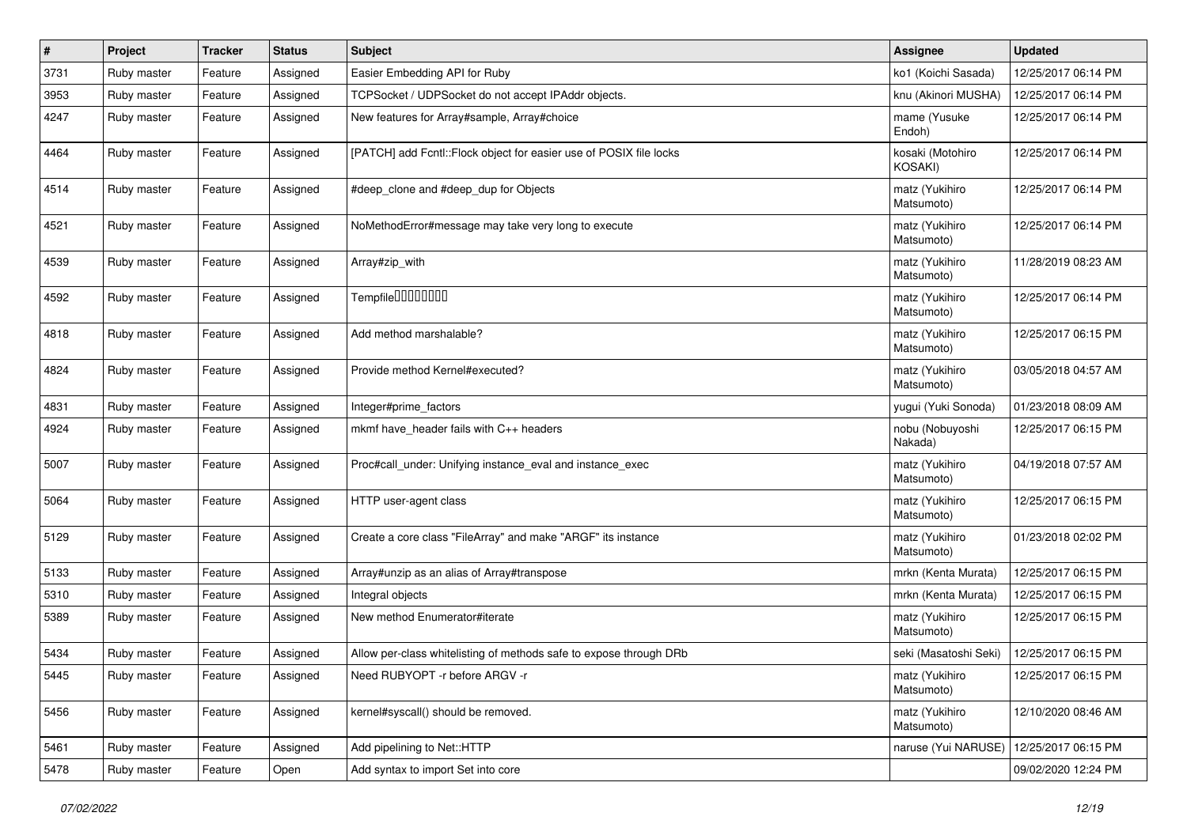| # | Project | Tracker | Status | Subject | Assignee | Updated |
| --- | --- | --- | --- | --- | --- | --- |
| 3731 | Ruby master | Feature | Assigned | Easier Embedding API for Ruby | ko1 (Koichi Sasada) | 12/25/2017 06:14 PM |
| 3953 | Ruby master | Feature | Assigned | TCPSocket / UDPSocket do not accept IPAddr objects. | knu (Akinori MUSHA) | 12/25/2017 06:14 PM |
| 4247 | Ruby master | Feature | Assigned | New features for Array#sample, Array#choice | mame (Yusuke Endoh) | 12/25/2017 06:14 PM |
| 4464 | Ruby master | Feature | Assigned | [PATCH] add Fcntl::Flock object for easier use of POSIX file locks | kosaki (Motohiro KOSAKI) | 12/25/2017 06:14 PM |
| 4514 | Ruby master | Feature | Assigned | #deep_clone and #deep_dup for Objects | matz (Yukihiro Matsumoto) | 12/25/2017 06:14 PM |
| 4521 | Ruby master | Feature | Assigned | NoMethodError#message may take very long to execute | matz (Yukihiro Matsumoto) | 12/25/2017 06:14 PM |
| 4539 | Ruby master | Feature | Assigned | Array#zip_with | matz (Yukihiro Matsumoto) | 11/28/2019 08:23 AM |
| 4592 | Ruby master | Feature | Assigned | Tempfile�������� | matz (Yukihiro Matsumoto) | 12/25/2017 06:14 PM |
| 4818 | Ruby master | Feature | Assigned | Add method marshalable? | matz (Yukihiro Matsumoto) | 12/25/2017 06:15 PM |
| 4824 | Ruby master | Feature | Assigned | Provide method Kernel#executed? | matz (Yukihiro Matsumoto) | 03/05/2018 04:57 AM |
| 4831 | Ruby master | Feature | Assigned | Integer#prime_factors | yugui (Yuki Sonoda) | 01/23/2018 08:09 AM |
| 4924 | Ruby master | Feature | Assigned | mkmf have_header fails with C++ headers | nobu (Nobuyoshi Nakada) | 12/25/2017 06:15 PM |
| 5007 | Ruby master | Feature | Assigned | Proc#call_under: Unifying instance_eval and instance_exec | matz (Yukihiro Matsumoto) | 04/19/2018 07:57 AM |
| 5064 | Ruby master | Feature | Assigned | HTTP user-agent class | matz (Yukihiro Matsumoto) | 12/25/2017 06:15 PM |
| 5129 | Ruby master | Feature | Assigned | Create a core class "FileArray" and make "ARGF" its instance | matz (Yukihiro Matsumoto) | 01/23/2018 02:02 PM |
| 5133 | Ruby master | Feature | Assigned | Array#unzip as an alias of Array#transpose | mrkn (Kenta Murata) | 12/25/2017 06:15 PM |
| 5310 | Ruby master | Feature | Assigned | Integral objects | mrkn (Kenta Murata) | 12/25/2017 06:15 PM |
| 5389 | Ruby master | Feature | Assigned | New method Enumerator#iterate | matz (Yukihiro Matsumoto) | 12/25/2017 06:15 PM |
| 5434 | Ruby master | Feature | Assigned | Allow per-class whitelisting of methods safe to expose through DRb | seki (Masatoshi Seki) | 12/25/2017 06:15 PM |
| 5445 | Ruby master | Feature | Assigned | Need RUBYOPT -r before ARGV -r | matz (Yukihiro Matsumoto) | 12/25/2017 06:15 PM |
| 5456 | Ruby master | Feature | Assigned | kernel#syscall() should be removed. | matz (Yukihiro Matsumoto) | 12/10/2020 08:46 AM |
| 5461 | Ruby master | Feature | Assigned | Add pipelining to Net::HTTP | naruse (Yui NARUSE) | 12/25/2017 06:15 PM |
| 5478 | Ruby master | Feature | Open | Add syntax to import Set into core | | 09/02/2020 12:24 PM |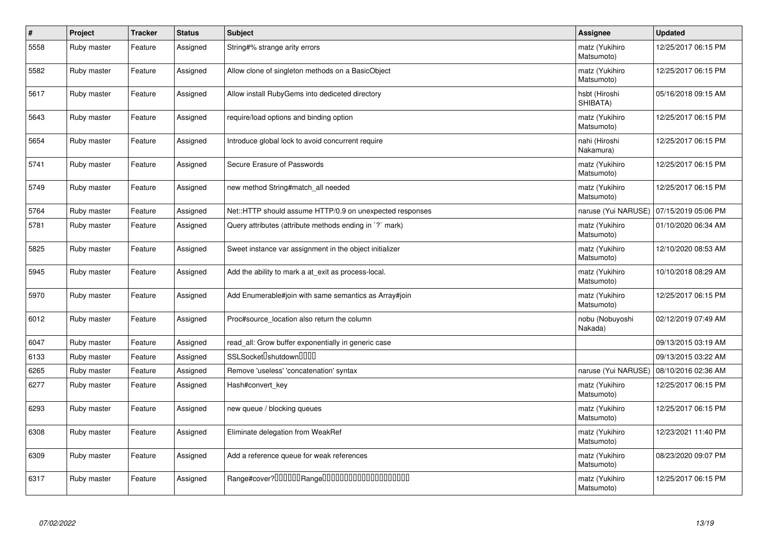| # | Project | Tracker | Status | Subject | Assignee | Updated |
|---|---|---|---|---|---|---|
| 5558 | Ruby master | Feature | Assigned | String#% strange arity errors | matz (Yukihiro Matsumoto) | 12/25/2017 06:15 PM |
| 5582 | Ruby master | Feature | Assigned | Allow clone of singleton methods on a BasicObject | matz (Yukihiro Matsumoto) | 12/25/2017 06:15 PM |
| 5617 | Ruby master | Feature | Assigned | Allow install RubyGems into dediceted directory | hsbt (Hiroshi SHIBATA) | 05/16/2018 09:15 AM |
| 5643 | Ruby master | Feature | Assigned | require/load options and binding option | matz (Yukihiro Matsumoto) | 12/25/2017 06:15 PM |
| 5654 | Ruby master | Feature | Assigned | Introduce global lock to avoid concurrent require | nahi (Hiroshi Nakamura) | 12/25/2017 06:15 PM |
| 5741 | Ruby master | Feature | Assigned | Secure Erasure of Passwords | matz (Yukihiro Matsumoto) | 12/25/2017 06:15 PM |
| 5749 | Ruby master | Feature | Assigned | new method String#match_all needed | matz (Yukihiro Matsumoto) | 12/25/2017 06:15 PM |
| 5764 | Ruby master | Feature | Assigned | Net::HTTP should assume HTTP/0.9 on unexpected responses | naruse (Yui NARUSE) | 07/15/2019 05:06 PM |
| 5781 | Ruby master | Feature | Assigned | Query attributes (attribute methods ending in `?` mark) | matz (Yukihiro Matsumoto) | 01/10/2020 06:34 AM |
| 5825 | Ruby master | Feature | Assigned | Sweet instance var assignment in the object initializer | matz (Yukihiro Matsumoto) | 12/10/2020 08:53 AM |
| 5945 | Ruby master | Feature | Assigned | Add the ability to mark a at_exit as process-local. | matz (Yukihiro Matsumoto) | 10/10/2018 08:29 AM |
| 5970 | Ruby master | Feature | Assigned | Add Enumerable#join with same semantics as Array#join | matz (Yukihiro Matsumoto) | 12/25/2017 06:15 PM |
| 6012 | Ruby master | Feature | Assigned | Proc#source_location also return the column | nobu (Nobuyoshi Nakada) | 02/12/2019 07:49 AM |
| 6047 | Ruby master | Feature | Assigned | read_all: Grow buffer exponentially in generic case | | 09/13/2015 03:19 AM |
| 6133 | Ruby master | Feature | Assigned | SSLSocket�shutdown���� | | 09/13/2015 03:22 AM |
| 6265 | Ruby master | Feature | Assigned | Remove 'useless' 'concatenation' syntax | naruse (Yui NARUSE) | 08/10/2016 02:36 AM |
| 6277 | Ruby master | Feature | Assigned | Hash#convert_key | matz (Yukihiro Matsumoto) | 12/25/2017 06:15 PM |
| 6293 | Ruby master | Feature | Assigned | new queue / blocking queues | matz (Yukihiro Matsumoto) | 12/25/2017 06:15 PM |
| 6308 | Ruby master | Feature | Assigned | Eliminate delegation from WeakRef | matz (Yukihiro Matsumoto) | 12/23/2021 11:40 PM |
| 6309 | Ruby master | Feature | Assigned | Add a reference queue for weak references | matz (Yukihiro Matsumoto) | 08/23/2020 09:07 PM |
| 6317 | Ruby master | Feature | Assigned | Range#cover?������Range�������������������� | matz (Yukihiro Matsumoto) | 12/25/2017 06:15 PM |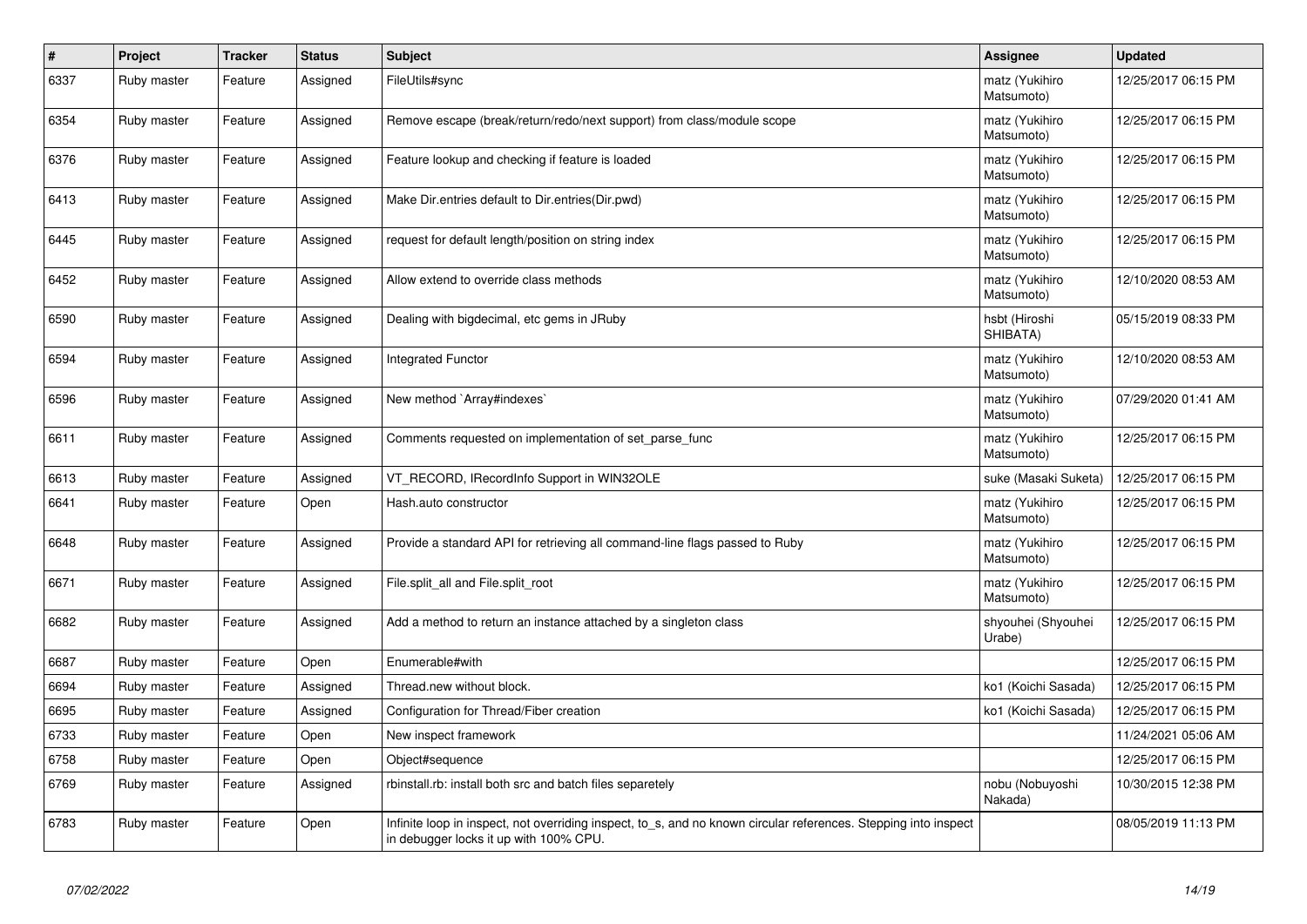| # | Project | Tracker | Status | Subject | Assignee | Updated |
|---|---|---|---|---|---|---|
| 6337 | Ruby master | Feature | Assigned | FileUtils#sync | matz (Yukihiro Matsumoto) | 12/25/2017 06:15 PM |
| 6354 | Ruby master | Feature | Assigned | Remove escape (break/return/redo/next support) from class/module scope | matz (Yukihiro Matsumoto) | 12/25/2017 06:15 PM |
| 6376 | Ruby master | Feature | Assigned | Feature lookup and checking if feature is loaded | matz (Yukihiro Matsumoto) | 12/25/2017 06:15 PM |
| 6413 | Ruby master | Feature | Assigned | Make Dir.entries default to Dir.entries(Dir.pwd) | matz (Yukihiro Matsumoto) | 12/25/2017 06:15 PM |
| 6445 | Ruby master | Feature | Assigned | request for default length/position on string index | matz (Yukihiro Matsumoto) | 12/25/2017 06:15 PM |
| 6452 | Ruby master | Feature | Assigned | Allow extend to override class methods | matz (Yukihiro Matsumoto) | 12/10/2020 08:53 AM |
| 6590 | Ruby master | Feature | Assigned | Dealing with bigdecimal, etc gems in JRuby | hsbt (Hiroshi SHIBATA) | 05/15/2019 08:33 PM |
| 6594 | Ruby master | Feature | Assigned | Integrated Functor | matz (Yukihiro Matsumoto) | 12/10/2020 08:53 AM |
| 6596 | Ruby master | Feature | Assigned | New method `Array#indexes` | matz (Yukihiro Matsumoto) | 07/29/2020 01:41 AM |
| 6611 | Ruby master | Feature | Assigned | Comments requested on implementation of set_parse_func | matz (Yukihiro Matsumoto) | 12/25/2017 06:15 PM |
| 6613 | Ruby master | Feature | Assigned | VT_RECORD, IRecordInfo Support in WIN32OLE | suke (Masaki Suketa) | 12/25/2017 06:15 PM |
| 6641 | Ruby master | Feature | Open | Hash.auto constructor | matz (Yukihiro Matsumoto) | 12/25/2017 06:15 PM |
| 6648 | Ruby master | Feature | Assigned | Provide a standard API for retrieving all command-line flags passed to Ruby | matz (Yukihiro Matsumoto) | 12/25/2017 06:15 PM |
| 6671 | Ruby master | Feature | Assigned | File.split_all and File.split_root | matz (Yukihiro Matsumoto) | 12/25/2017 06:15 PM |
| 6682 | Ruby master | Feature | Assigned | Add a method to return an instance attached by a singleton class | shyouhei (Shyouhei Urabe) | 12/25/2017 06:15 PM |
| 6687 | Ruby master | Feature | Open | Enumerable#with | | 12/25/2017 06:15 PM |
| 6694 | Ruby master | Feature | Assigned | Thread.new without block. | ko1 (Koichi Sasada) | 12/25/2017 06:15 PM |
| 6695 | Ruby master | Feature | Assigned | Configuration for Thread/Fiber creation | ko1 (Koichi Sasada) | 12/25/2017 06:15 PM |
| 6733 | Ruby master | Feature | Open | New inspect framework | | 11/24/2021 05:06 AM |
| 6758 | Ruby master | Feature | Open | Object#sequence | | 12/25/2017 06:15 PM |
| 6769 | Ruby master | Feature | Assigned | rbinstall.rb: install both src and batch files separetely | nobu (Nobuyoshi Nakada) | 10/30/2015 12:38 PM |
| 6783 | Ruby master | Feature | Open | Infinite loop in inspect, not overriding inspect, to_s, and no known circular references. Stepping into inspect in debugger locks it up with 100% CPU. | | 08/05/2019 11:13 PM |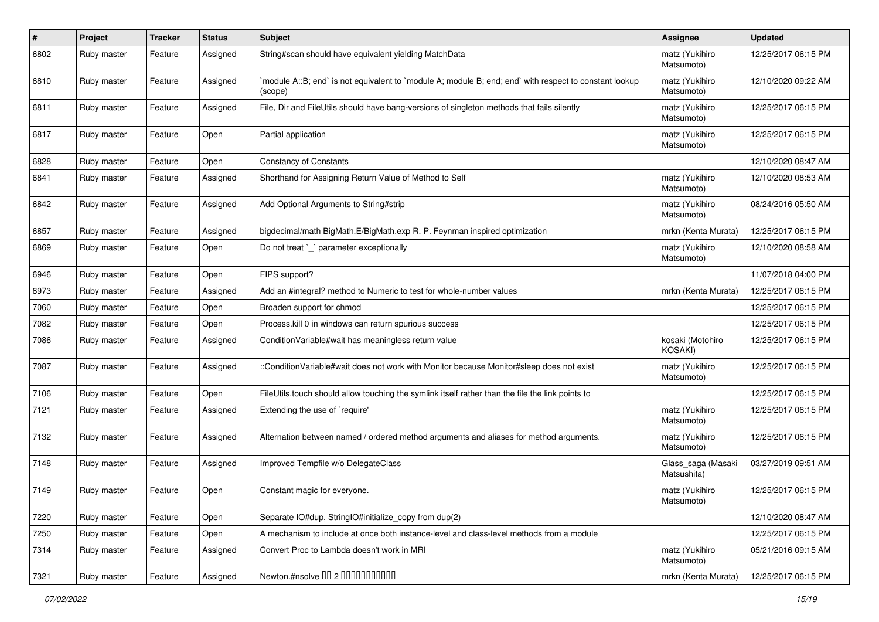| # | Project | Tracker | Status | Subject | Assignee | Updated |
|---|---|---|---|---|---|---|
| 6802 | Ruby master | Feature | Assigned | String#scan should have equivalent yielding MatchData | matz (Yukihiro Matsumoto) | 12/25/2017 06:15 PM |
| 6810 | Ruby master | Feature | Assigned | `module A::B; end` is not equivalent to `module A; module B; end; end` with respect to constant lookup (scope) | matz (Yukihiro Matsumoto) | 12/10/2020 09:22 AM |
| 6811 | Ruby master | Feature | Assigned | File, Dir and FileUtils should have bang-versions of singleton methods that fails silently | matz (Yukihiro Matsumoto) | 12/25/2017 06:15 PM |
| 6817 | Ruby master | Feature | Open | Partial application | matz (Yukihiro Matsumoto) | 12/25/2017 06:15 PM |
| 6828 | Ruby master | Feature | Open | Constancy of Constants | | 12/10/2020 08:47 AM |
| 6841 | Ruby master | Feature | Assigned | Shorthand for Assigning Return Value of Method to Self | matz (Yukihiro Matsumoto) | 12/10/2020 08:53 AM |
| 6842 | Ruby master | Feature | Assigned | Add Optional Arguments to String#strip | matz (Yukihiro Matsumoto) | 08/24/2016 05:50 AM |
| 6857 | Ruby master | Feature | Assigned | bigdecimal/math BigMath.E/BigMath.exp R. P. Feynman inspired optimization | mrkn (Kenta Murata) | 12/25/2017 06:15 PM |
| 6869 | Ruby master | Feature | Open | Do not treat `_` parameter exceptionally | matz (Yukihiro Matsumoto) | 12/10/2020 08:58 AM |
| 6946 | Ruby master | Feature | Open | FIPS support? | | 11/07/2018 04:00 PM |
| 6973 | Ruby master | Feature | Assigned | Add an #integral? method to Numeric to test for whole-number values | mrkn (Kenta Murata) | 12/25/2017 06:15 PM |
| 7060 | Ruby master | Feature | Open | Broaden support for chmod | | 12/25/2017 06:15 PM |
| 7082 | Ruby master | Feature | Open | Process.kill 0 in windows can return spurious success | | 12/25/2017 06:15 PM |
| 7086 | Ruby master | Feature | Assigned | ConditionVariable#wait has meaningless return value | kosaki (Motohiro KOSAKI) | 12/25/2017 06:15 PM |
| 7087 | Ruby master | Feature | Assigned | ::ConditionVariable#wait does not work with Monitor because Monitor#sleep does not exist | matz (Yukihiro Matsumoto) | 12/25/2017 06:15 PM |
| 7106 | Ruby master | Feature | Open | FileUtils.touch should allow touching the symlink itself rather than the file the link points to | | 12/25/2017 06:15 PM |
| 7121 | Ruby master | Feature | Assigned | Extending the use of `require' | matz (Yukihiro Matsumoto) | 12/25/2017 06:15 PM |
| 7132 | Ruby master | Feature | Assigned | Alternation between named / ordered method arguments and aliases for method arguments. | matz (Yukihiro Matsumoto) | 12/25/2017 06:15 PM |
| 7148 | Ruby master | Feature | Assigned | Improved Tempfile w/o DelegateClass | Glass_saga (Masaki Matsushita) | 03/27/2019 09:51 AM |
| 7149 | Ruby master | Feature | Open | Constant magic for everyone. | matz (Yukihiro Matsumoto) | 12/25/2017 06:15 PM |
| 7220 | Ruby master | Feature | Open | Separate IO#dup, StringIO#initialize_copy from dup(2) | | 12/10/2020 08:47 AM |
| 7250 | Ruby master | Feature | Open | A mechanism to include at once both instance-level and class-level methods from a module | | 12/25/2017 06:15 PM |
| 7314 | Ruby master | Feature | Assigned | Convert Proc to Lambda doesn't work in MRI | matz (Yukihiro Matsumoto) | 05/21/2016 09:15 AM |
| 7321 | Ruby master | Feature | Assigned | Newton.#nsolve □□ 2 □□□□□□□□□□□ | mrkn (Kenta Murata) | 12/25/2017 06:15 PM |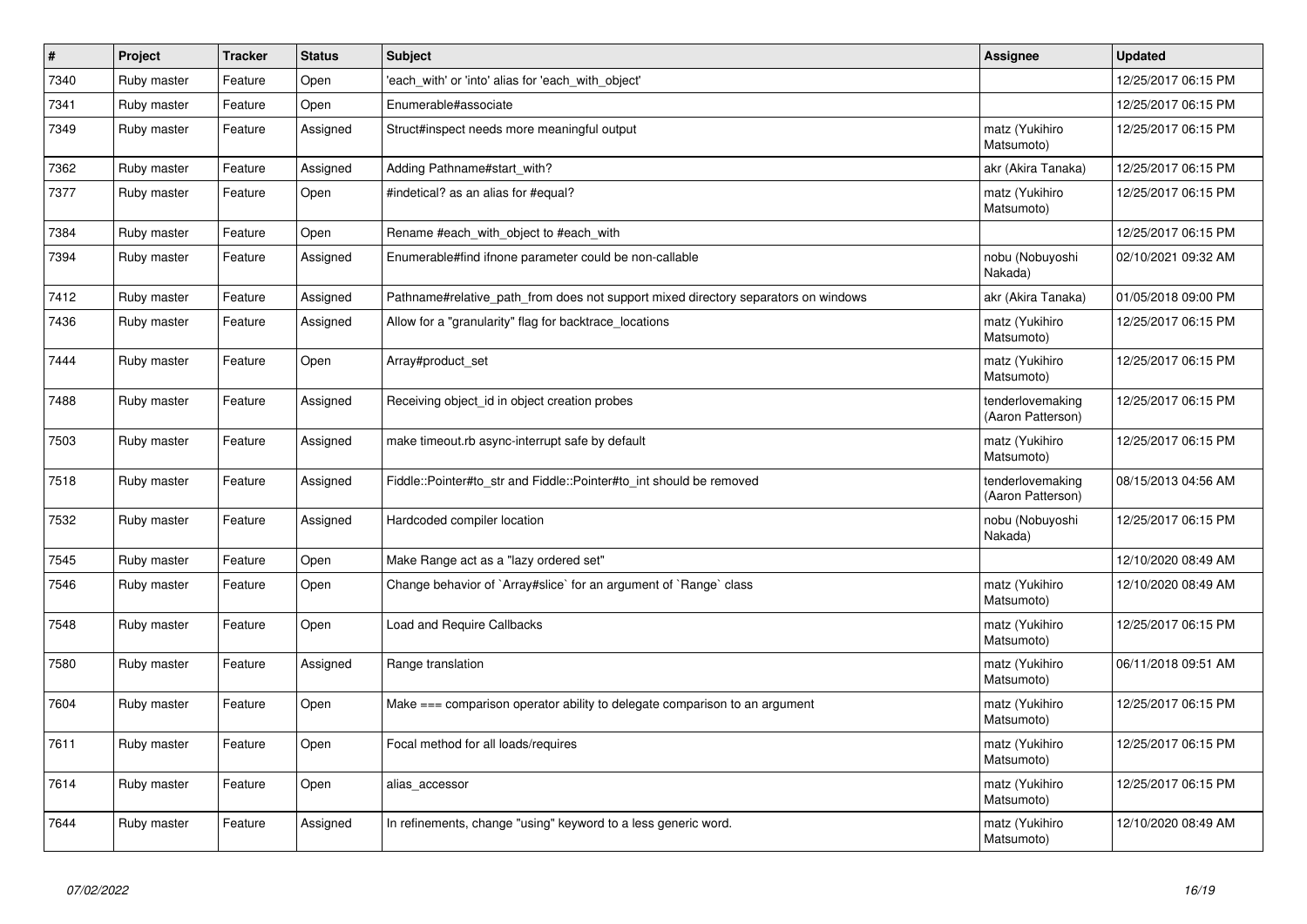| # | Project | Tracker | Status | Subject | Assignee | Updated |
| --- | --- | --- | --- | --- | --- | --- |
| 7340 | Ruby master | Feature | Open | 'each_with' or 'into' alias for 'each_with_object' | | 12/25/2017 06:15 PM |
| 7341 | Ruby master | Feature | Open | Enumerable#associate | | 12/25/2017 06:15 PM |
| 7349 | Ruby master | Feature | Assigned | Struct#inspect needs more meaningful output | matz (Yukihiro Matsumoto) | 12/25/2017 06:15 PM |
| 7362 | Ruby master | Feature | Assigned | Adding Pathname#start_with? | akr (Akira Tanaka) | 12/25/2017 06:15 PM |
| 7377 | Ruby master | Feature | Open | #indetical? as an alias for #equal? | matz (Yukihiro Matsumoto) | 12/25/2017 06:15 PM |
| 7384 | Ruby master | Feature | Open | Rename #each_with_object to #each_with | | 12/25/2017 06:15 PM |
| 7394 | Ruby master | Feature | Assigned | Enumerable#find ifnone parameter could be non-callable | nobu (Nobuyoshi Nakada) | 02/10/2021 09:32 AM |
| 7412 | Ruby master | Feature | Assigned | Pathname#relative_path_from does not support mixed directory separators on windows | akr (Akira Tanaka) | 01/05/2018 09:00 PM |
| 7436 | Ruby master | Feature | Assigned | Allow for a "granularity" flag for backtrace_locations | matz (Yukihiro Matsumoto) | 12/25/2017 06:15 PM |
| 7444 | Ruby master | Feature | Open | Array#product_set | matz (Yukihiro Matsumoto) | 12/25/2017 06:15 PM |
| 7488 | Ruby master | Feature | Assigned | Receiving object_id in object creation probes | tenderlovemaking (Aaron Patterson) | 12/25/2017 06:15 PM |
| 7503 | Ruby master | Feature | Assigned | make timeout.rb async-interrupt safe by default | matz (Yukihiro Matsumoto) | 12/25/2017 06:15 PM |
| 7518 | Ruby master | Feature | Assigned | Fiddle::Pointer#to_str and Fiddle::Pointer#to_int should be removed | tenderlovemaking (Aaron Patterson) | 08/15/2013 04:56 AM |
| 7532 | Ruby master | Feature | Assigned | Hardcoded compiler location | nobu (Nobuyoshi Nakada) | 12/25/2017 06:15 PM |
| 7545 | Ruby master | Feature | Open | Make Range act as a "lazy ordered set" | | 12/10/2020 08:49 AM |
| 7546 | Ruby master | Feature | Open | Change behavior of `Array#slice` for an argument of `Range` class | matz (Yukihiro Matsumoto) | 12/10/2020 08:49 AM |
| 7548 | Ruby master | Feature | Open | Load and Require Callbacks | matz (Yukihiro Matsumoto) | 12/25/2017 06:15 PM |
| 7580 | Ruby master | Feature | Assigned | Range translation | matz (Yukihiro Matsumoto) | 06/11/2018 09:51 AM |
| 7604 | Ruby master | Feature | Open | Make === comparison operator ability to delegate comparison to an argument | matz (Yukihiro Matsumoto) | 12/25/2017 06:15 PM |
| 7611 | Ruby master | Feature | Open | Focal method for all loads/requires | matz (Yukihiro Matsumoto) | 12/25/2017 06:15 PM |
| 7614 | Ruby master | Feature | Open | alias_accessor | matz (Yukihiro Matsumoto) | 12/25/2017 06:15 PM |
| 7644 | Ruby master | Feature | Assigned | In refinements, change "using" keyword to a less generic word. | matz (Yukihiro Matsumoto) | 12/10/2020 08:49 AM |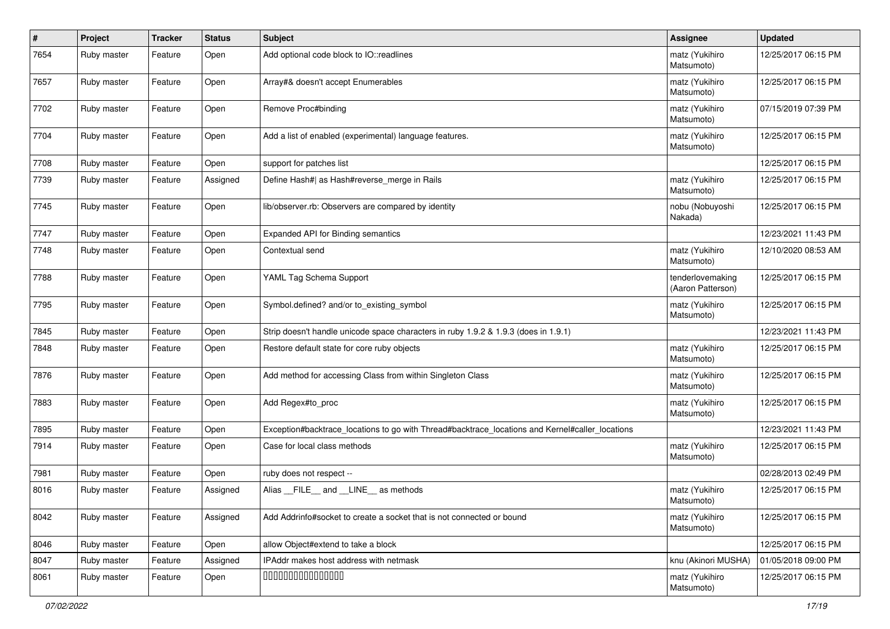| # | Project | Tracker | Status | Subject | Assignee | Updated |
|---|---|---|---|---|---|---|
| 7654 | Ruby master | Feature | Open | Add optional code block to IO::readlines | matz (Yukihiro Matsumoto) | 12/25/2017 06:15 PM |
| 7657 | Ruby master | Feature | Open | Array#& doesn't accept Enumerables | matz (Yukihiro Matsumoto) | 12/25/2017 06:15 PM |
| 7702 | Ruby master | Feature | Open | Remove Proc#binding | matz (Yukihiro Matsumoto) | 07/15/2019 07:39 PM |
| 7704 | Ruby master | Feature | Open | Add a list of enabled (experimental) language features. | matz (Yukihiro Matsumoto) | 12/25/2017 06:15 PM |
| 7708 | Ruby master | Feature | Open | support for patches list | | 12/25/2017 06:15 PM |
| 7739 | Ruby master | Feature | Assigned | Define Hash#\| as Hash#reverse_merge in Rails | matz (Yukihiro Matsumoto) | 12/25/2017 06:15 PM |
| 7745 | Ruby master | Feature | Open | lib/observer.rb: Observers are compared by identity | nobu (Nobuyoshi Nakada) | 12/25/2017 06:15 PM |
| 7747 | Ruby master | Feature | Open | Expanded API for Binding semantics | | 12/23/2021 11:43 PM |
| 7748 | Ruby master | Feature | Open | Contextual send | matz (Yukihiro Matsumoto) | 12/10/2020 08:53 AM |
| 7788 | Ruby master | Feature | Open | YAML Tag Schema Support | tenderlovemaking (Aaron Patterson) | 12/25/2017 06:15 PM |
| 7795 | Ruby master | Feature | Open | Symbol.defined? and/or to_existing_symbol | matz (Yukihiro Matsumoto) | 12/25/2017 06:15 PM |
| 7845 | Ruby master | Feature | Open | Strip doesn't handle unicode space characters in ruby 1.9.2 & 1.9.3 (does in 1.9.1) | | 12/23/2021 11:43 PM |
| 7848 | Ruby master | Feature | Open | Restore default state for core ruby objects | matz (Yukihiro Matsumoto) | 12/25/2017 06:15 PM |
| 7876 | Ruby master | Feature | Open | Add method for accessing Class from within Singleton Class | matz (Yukihiro Matsumoto) | 12/25/2017 06:15 PM |
| 7883 | Ruby master | Feature | Open | Add Regex#to_proc | matz (Yukihiro Matsumoto) | 12/25/2017 06:15 PM |
| 7895 | Ruby master | Feature | Open | Exception#backtrace_locations to go with Thread#backtrace_locations and Kernel#caller_locations | | 12/23/2021 11:43 PM |
| 7914 | Ruby master | Feature | Open | Case for local class methods | matz (Yukihiro Matsumoto) | 12/25/2017 06:15 PM |
| 7981 | Ruby master | Feature | Open | ruby does not respect -- | | 02/28/2013 02:49 PM |
| 8016 | Ruby master | Feature | Assigned | Alias __FILE__ and __LINE__ as methods | matz (Yukihiro Matsumoto) | 12/25/2017 06:15 PM |
| 8042 | Ruby master | Feature | Assigned | Add Addrinfo#socket to create a socket that is not connected or bound | matz (Yukihiro Matsumoto) | 12/25/2017 06:15 PM |
| 8046 | Ruby master | Feature | Open | allow Object#extend to take a block | | 12/25/2017 06:15 PM |
| 8047 | Ruby master | Feature | Assigned | IPAddr makes host address with netmask | knu (Akinori MUSHA) | 01/05/2018 09:00 PM |
| 8061 | Ruby master | Feature | Open | 〼〼〼〼〼〼〼〼〼〼〼〼〼〼〼〼 | matz (Yukihiro Matsumoto) | 12/25/2017 06:15 PM |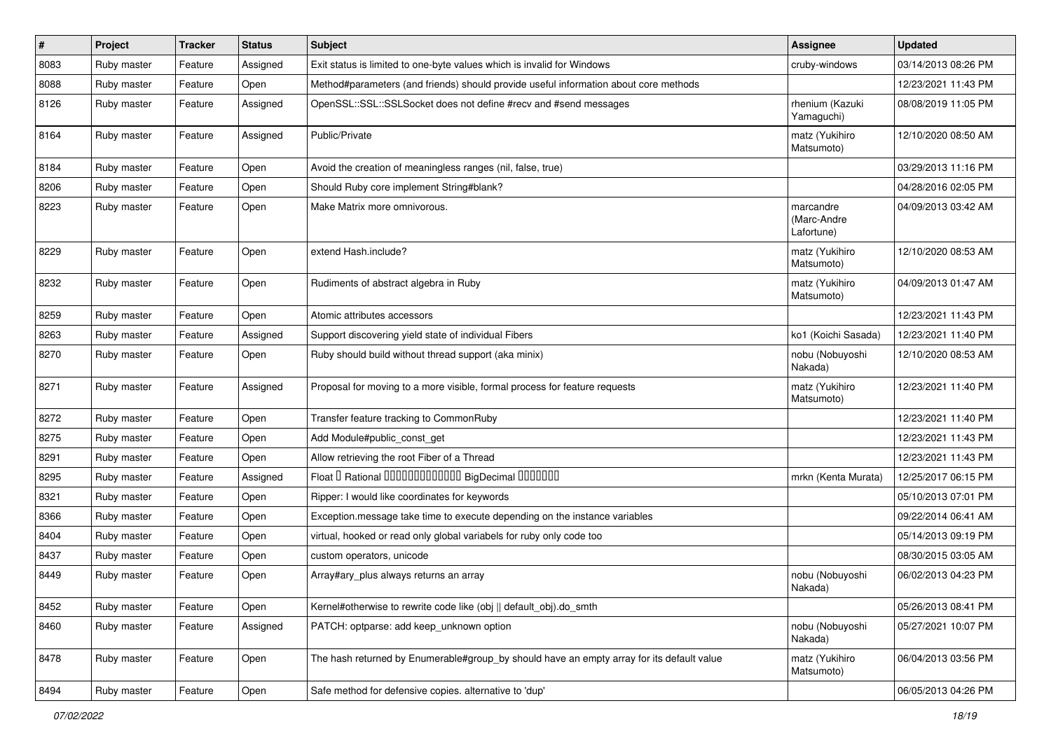| # | Project | Tracker | Status | Subject | Assignee | Updated |
|---|---|---|---|---|---|---|
| 8083 | Ruby master | Feature | Assigned | Exit status is limited to one-byte values which is invalid for Windows | cruby-windows | 03/14/2013 08:26 PM |
| 8088 | Ruby master | Feature | Open | Method#parameters (and friends) should provide useful information about core methods | | 12/23/2021 11:43 PM |
| 8126 | Ruby master | Feature | Assigned | OpenSSL::SSL::SSLSocket does not define #recv and #send messages | rhenium (Kazuki Yamaguchi) | 08/08/2019 11:05 PM |
| 8164 | Ruby master | Feature | Assigned | Public/Private | matz (Yukihiro Matsumoto) | 12/10/2020 08:50 AM |
| 8184 | Ruby master | Feature | Open | Avoid the creation of meaningless ranges (nil, false, true) | | 03/29/2013 11:16 PM |
| 8206 | Ruby master | Feature | Open | Should Ruby core implement String#blank? | | 04/28/2016 02:05 PM |
| 8223 | Ruby master | Feature | Open | Make Matrix more omnivorous. | marcandre (Marc-Andre Lafortune) | 04/09/2013 03:42 AM |
| 8229 | Ruby master | Feature | Open | extend Hash.include? | matz (Yukihiro Matsumoto) | 12/10/2020 08:53 AM |
| 8232 | Ruby master | Feature | Open | Rudiments of abstract algebra in Ruby | matz (Yukihiro Matsumoto) | 04/09/2013 01:47 AM |
| 8259 | Ruby master | Feature | Open | Atomic attributes accessors | | 12/23/2021 11:43 PM |
| 8263 | Ruby master | Feature | Assigned | Support discovering yield state of individual Fibers | ko1 (Koichi Sasada) | 12/23/2021 11:40 PM |
| 8270 | Ruby master | Feature | Open | Ruby should build without thread support (aka minix) | nobu (Nobuyoshi Nakada) | 12/10/2020 08:53 AM |
| 8271 | Ruby master | Feature | Assigned | Proposal for moving to a more visible, formal process for feature requests | matz (Yukihiro Matsumoto) | 12/23/2021 11:40 PM |
| 8272 | Ruby master | Feature | Open | Transfer feature tracking to CommonRuby | | 12/23/2021 11:40 PM |
| 8275 | Ruby master | Feature | Open | Add Module#public_const_get | | 12/23/2021 11:43 PM |
| 8291 | Ruby master | Feature | Open | Allow retrieving the root Fiber of a Thread | | 12/23/2021 11:43 PM |
| 8295 | Ruby master | Feature | Assigned | Float  Rational  BigDecimal  | mrkn (Kenta Murata) | 12/25/2017 06:15 PM |
| 8321 | Ruby master | Feature | Open | Ripper: I would like coordinates for keywords | | 05/10/2013 07:01 PM |
| 8366 | Ruby master | Feature | Open | Exception.message take time to execute depending on the instance variables | | 09/22/2014 06:41 AM |
| 8404 | Ruby master | Feature | Open | virtual, hooked or read only global variabels for ruby only code too | | 05/14/2013 09:19 PM |
| 8437 | Ruby master | Feature | Open | custom operators, unicode | | 08/30/2015 03:05 AM |
| 8449 | Ruby master | Feature | Open | Array#ary_plus always returns an array | nobu (Nobuyoshi Nakada) | 06/02/2013 04:23 PM |
| 8452 | Ruby master | Feature | Open | Kernel#otherwise to rewrite code like (obj \|\| default_obj).do_smth | | 05/26/2013 08:41 PM |
| 8460 | Ruby master | Feature | Assigned | PATCH: optparse: add keep_unknown option | nobu (Nobuyoshi Nakada) | 05/27/2021 10:07 PM |
| 8478 | Ruby master | Feature | Open | The hash returned by Enumerable#group_by should have an empty array for its default value | matz (Yukihiro Matsumoto) | 06/04/2013 03:56 PM |
| 8494 | Ruby master | Feature | Open | Safe method for defensive copies. alternative to 'dup' | | 06/05/2013 04:26 PM |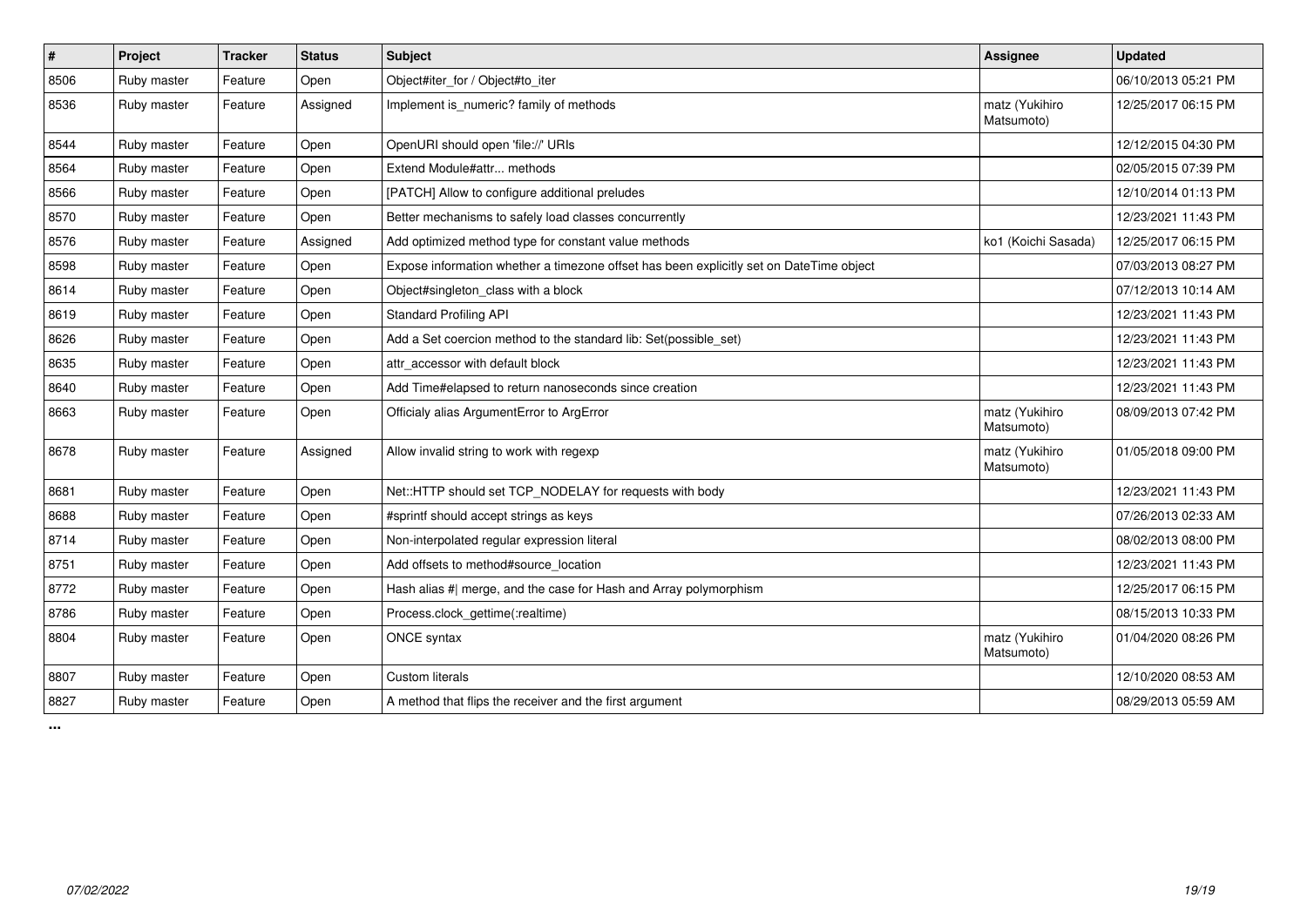| # | Project | Tracker | Status | Subject | Assignee | Updated |
|---|---|---|---|---|---|---|
| 8506 | Ruby master | Feature | Open | Object#iter_for / Object#to_iter | | 06/10/2013 05:21 PM |
| 8536 | Ruby master | Feature | Assigned | Implement is_numeric? family of methods | matz (Yukihiro Matsumoto) | 12/25/2017 06:15 PM |
| 8544 | Ruby master | Feature | Open | OpenURI should open 'file://' URIs | | 12/12/2015 04:30 PM |
| 8564 | Ruby master | Feature | Open | Extend Module#attr... methods | | 02/05/2015 07:39 PM |
| 8566 | Ruby master | Feature | Open | [PATCH] Allow to configure additional preludes | | 12/10/2014 01:13 PM |
| 8570 | Ruby master | Feature | Open | Better mechanisms to safely load classes concurrently | | 12/23/2021 11:43 PM |
| 8576 | Ruby master | Feature | Assigned | Add optimized method type for constant value methods | ko1 (Koichi Sasada) | 12/25/2017 06:15 PM |
| 8598 | Ruby master | Feature | Open | Expose information whether a timezone offset has been explicitly set on DateTime object | | 07/03/2013 08:27 PM |
| 8614 | Ruby master | Feature | Open | Object#singleton_class with a block | | 07/12/2013 10:14 AM |
| 8619 | Ruby master | Feature | Open | Standard Profiling API | | 12/23/2021 11:43 PM |
| 8626 | Ruby master | Feature | Open | Add a Set coercion method to the standard lib: Set(possible_set) | | 12/23/2021 11:43 PM |
| 8635 | Ruby master | Feature | Open | attr_accessor with default block | | 12/23/2021 11:43 PM |
| 8640 | Ruby master | Feature | Open | Add Time#elapsed to return nanoseconds since creation | | 12/23/2021 11:43 PM |
| 8663 | Ruby master | Feature | Open | Officialy alias ArgumentError to ArgError | matz (Yukihiro Matsumoto) | 08/09/2013 07:42 PM |
| 8678 | Ruby master | Feature | Assigned | Allow invalid string to work with regexp | matz (Yukihiro Matsumoto) | 01/05/2018 09:00 PM |
| 8681 | Ruby master | Feature | Open | Net::HTTP should set TCP_NODELAY for requests with body | | 12/23/2021 11:43 PM |
| 8688 | Ruby master | Feature | Open | #sprintf should accept strings as keys | | 07/26/2013 02:33 AM |
| 8714 | Ruby master | Feature | Open | Non-interpolated regular expression literal | | 08/02/2013 08:00 PM |
| 8751 | Ruby master | Feature | Open | Add offsets to method#source_location | | 12/23/2021 11:43 PM |
| 8772 | Ruby master | Feature | Open | Hash alias #\| merge, and the case for Hash and Array polymorphism | | 12/25/2017 06:15 PM |
| 8786 | Ruby master | Feature | Open | Process.clock_gettime(:realtime) | | 08/15/2013 10:33 PM |
| 8804 | Ruby master | Feature | Open | ONCE syntax | matz (Yukihiro Matsumoto) | 01/04/2020 08:26 PM |
| 8807 | Ruby master | Feature | Open | Custom literals | | 12/10/2020 08:53 AM |
| 8827 | Ruby master | Feature | Open | A method that flips the receiver and the first argument | | 08/29/2013 05:59 AM |

...